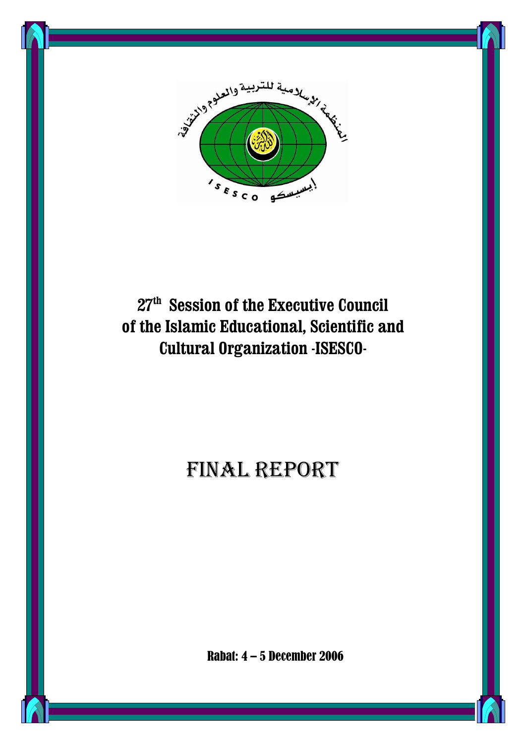# 27th Session of the Executive Council of the Islamic Educational, Scientific and Cultural Organization -ISESCO-

# FINAL REPORT

**Rabat: 4 – 5 December 2006**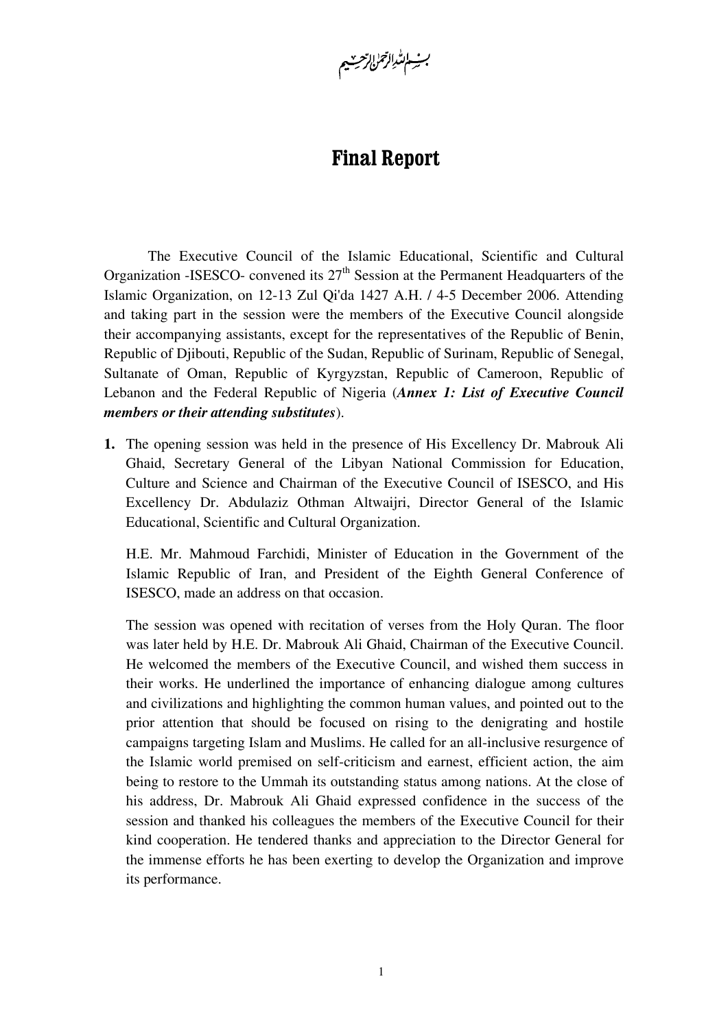بسم الله الرحمن الرحيم

# Final Report

The Executive Council of the Islamic Educational, Scientific and Cultural Organization -ISESCO- convened its 27th Session at the Permanent Headquarters of the Islamic Organization, on 12-13 Zul Qi'da 1427 A.H. / 4-5 December 2006. Attending and taking part in the session were the members of the Executive Council alongside their accompanying assistants, except for the representatives of the Republic of Benin, Republic of Djibouti, Republic of the Sudan, Republic of Surinam, Republic of Senegal, Sultanate of Oman, Republic of Kyrgyzstan, Republic of Cameroon, Republic of Lebanon and the Federal Republic of Nigeria (***Annex 1: List of Executive Council members or their attending substitutes***).

1. The opening session was held in the presence of His Excellency Dr. Mabrouk Ali Ghaid, Secretary General of the Libyan National Commission for Education, Culture and Science and Chairman of the Executive Council of ISESCO, and His Excellency Dr. Abdulaziz Othman Altwaijri, Director General of the Islamic Educational, Scientific and Cultural Organization.

   H.E. Mr. Mahmoud Farchidi, Minister of Education in the Government of the Islamic Republic of Iran, and President of the Eighth General Conference of ISESCO, made an address on that occasion.

   The session was opened with recitation of verses from the Holy Quran. The floor was later held by H.E. Dr. Mabrouk Ali Ghaid, Chairman of the Executive Council. He welcomed the members of the Executive Council, and wished them success in their works. He underlined the importance of enhancing dialogue among cultures and civilizations and highlighting the common human values, and pointed out to the prior attention that should be focused on rising to the denigrating and hostile campaigns targeting Islam and Muslims. He called for an all-inclusive resurgence of the Islamic world premised on self-criticism and earnest, efficient action, the aim being to restore to the Ummah its outstanding status among nations. At the close of his address, Dr. Mabrouk Ali Ghaid expressed confidence in the success of the session and thanked his colleagues the members of the Executive Council for their kind cooperation. He tendered thanks and appreciation to the Director General for the immense efforts he has been exerting to develop the Organization and improve its performance.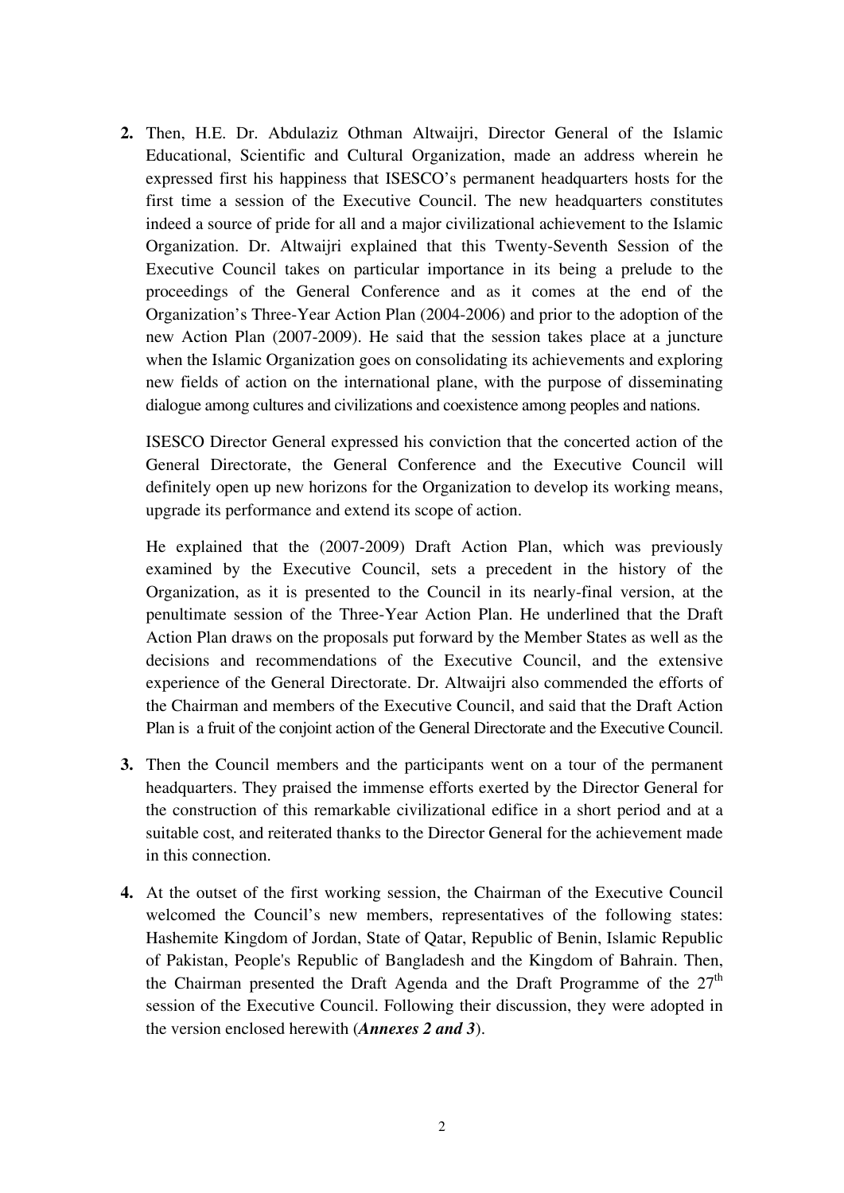**2.** Then, H.E. Dr. Abdulaziz Othman Altwaijri, Director General of the Islamic Educational, Scientific and Cultural Organization, made an address wherein he expressed first his happiness that ISESCO's permanent headquarters hosts for the first time a session of the Executive Council. The new headquarters constitutes indeed a source of pride for all and a major civilizational achievement to the Islamic Organization. Dr. Altwaijri explained that this Twenty-Seventh Session of the Executive Council takes on particular importance in its being a prelude to the proceedings of the General Conference and as it comes at the end of the Organization's Three-Year Action Plan (2004-2006) and prior to the adoption of the new Action Plan (2007-2009). He said that the session takes place at a juncture when the Islamic Organization goes on consolidating its achievements and exploring new fields of action on the international plane, with the purpose of disseminating dialogue among cultures and civilizations and coexistence among peoples and nations.

ISESCO Director General expressed his conviction that the concerted action of the General Directorate, the General Conference and the Executive Council will definitely open up new horizons for the Organization to develop its working means, upgrade its performance and extend its scope of action.

He explained that the (2007-2009) Draft Action Plan, which was previously examined by the Executive Council, sets a precedent in the history of the Organization, as it is presented to the Council in its nearly-final version, at the penultimate session of the Three-Year Action Plan. He underlined that the Draft Action Plan draws on the proposals put forward by the Member States as well as the decisions and recommendations of the Executive Council, and the extensive experience of the General Directorate. Dr. Altwaijri also commended the efforts of the Chairman and members of the Executive Council, and said that the Draft Action Plan is a fruit of the conjoint action of the General Directorate and the Executive Council.

**3.** Then the Council members and the participants went on a tour of the permanent headquarters. They praised the immense efforts exerted by the Director General for the construction of this remarkable civilizational edifice in a short period and at a suitable cost, and reiterated thanks to the Director General for the achievement made in this connection.

**4.** At the outset of the first working session, the Chairman of the Executive Council welcomed the Council's new members, representatives of the following states: Hashemite Kingdom of Jordan, State of Qatar, Republic of Benin, Islamic Republic of Pakistan, People's Republic of Bangladesh and the Kingdom of Bahrain. Then, the Chairman presented the Draft Agenda and the Draft Programme of the 27th session of the Executive Council. Following their discussion, they were adopted in the version enclosed herewith (***Annexes 2 and 3***).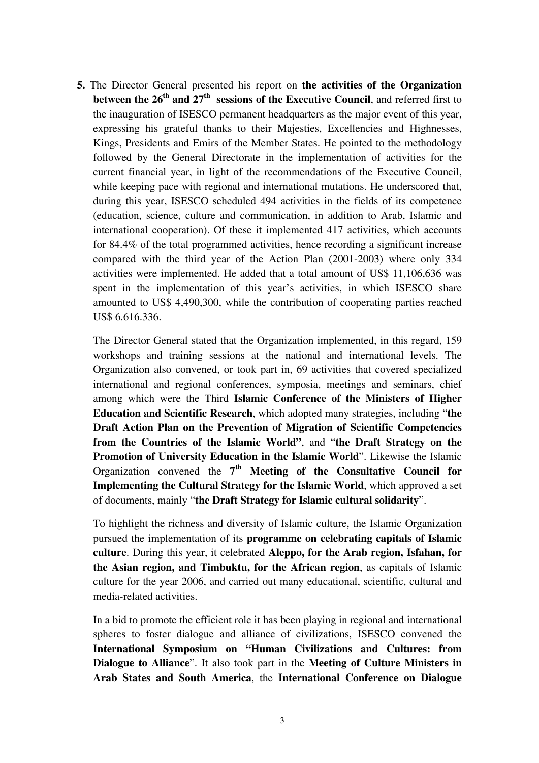**5.** The Director General presented his report on **the activities of the Organization between the 26th and 27th sessions of the Executive Council**, and referred first to the inauguration of ISESCO permanent headquarters as the major event of this year, expressing his grateful thanks to their Majesties, Excellencies and Highnesses, Kings, Presidents and Emirs of the Member States. He pointed to the methodology followed by the General Directorate in the implementation of activities for the current financial year, in light of the recommendations of the Executive Council, while keeping pace with regional and international mutations. He underscored that, during this year, ISESCO scheduled 494 activities in the fields of its competence (education, science, culture and communication, in addition to Arab, Islamic and international cooperation). Of these it implemented 417 activities, which accounts for 84.4% of the total programmed activities, hence recording a significant increase compared with the third year of the Action Plan (2001-2003) where only 334 activities were implemented. He added that a total amount of US$ 11,106,636 was spent in the implementation of this year's activities, in which ISESCO share amounted to US$ 4,490,300, while the contribution of cooperating parties reached US$ 6.616.336.

The Director General stated that the Organization implemented, in this regard, 159 workshops and training sessions at the national and international levels. The Organization also convened, or took part in, 69 activities that covered specialized international and regional conferences, symposia, meetings and seminars, chief among which were the Third **Islamic Conference of the Ministers of Higher Education and Scientific Research**, which adopted many strategies, including "**the Draft Action Plan on the Prevention of Migration of Scientific Competencies from the Countries of the Islamic World"**, and "**the Draft Strategy on the Promotion of University Education in the Islamic World**". Likewise the Islamic Organization convened the **7th Meeting of the Consultative Council for Implementing the Cultural Strategy for the Islamic World**, which approved a set of documents, mainly "**the Draft Strategy for Islamic cultural solidarity**".

To highlight the richness and diversity of Islamic culture, the Islamic Organization pursued the implementation of its **programme on celebrating capitals of Islamic culture**. During this year, it celebrated **Aleppo, for the Arab region, Isfahan, for the Asian region, and Timbuktu, for the African region**, as capitals of Islamic culture for the year 2006, and carried out many educational, scientific, cultural and media-related activities.

In a bid to promote the efficient role it has been playing in regional and international spheres to foster dialogue and alliance of civilizations, ISESCO convened the **International Symposium on "Human Civilizations and Cultures: from Dialogue to Alliance**". It also took part in the **Meeting of Culture Ministers in Arab States and South America**, the **International Conference on Dialogue**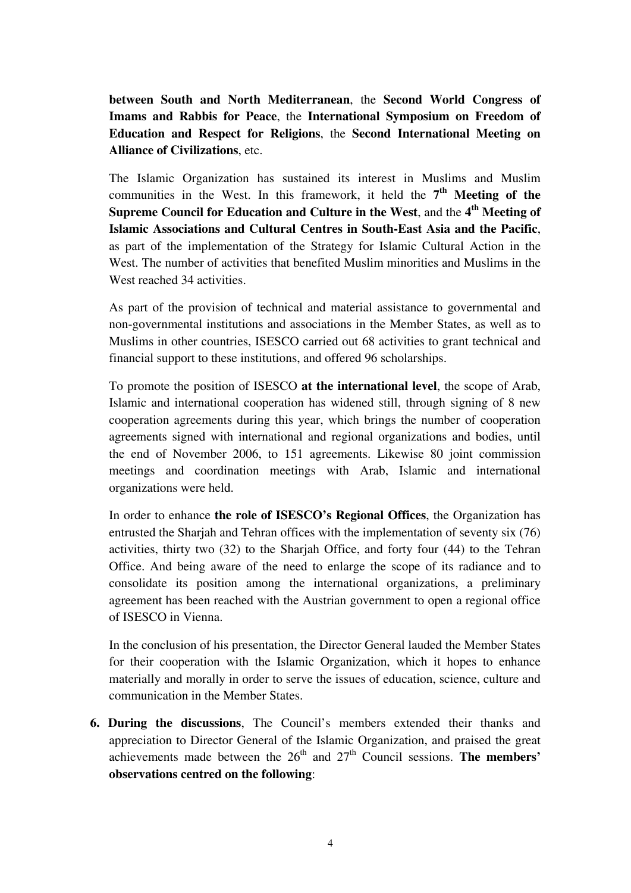**between South and North Mediterranean**, the **Second World Congress of Imams and Rabbis for Peace**, the **International Symposium on Freedom of Education and Respect for Religions**, the **Second International Meeting on Alliance of Civilizations**, etc.

The Islamic Organization has sustained its interest in Muslims and Muslim communities in the West. In this framework, it held the **7th Meeting of the Supreme Council for Education and Culture in the West**, and the **4th Meeting of Islamic Associations and Cultural Centres in South-East Asia and the Pacific**, as part of the implementation of the Strategy for Islamic Cultural Action in the West. The number of activities that benefited Muslim minorities and Muslims in the West reached 34 activities.

As part of the provision of technical and material assistance to governmental and non-governmental institutions and associations in the Member States, as well as to Muslims in other countries, ISESCO carried out 68 activities to grant technical and financial support to these institutions, and offered 96 scholarships.

To promote the position of ISESCO **at the international level**, the scope of Arab, Islamic and international cooperation has widened still, through signing of 8 new cooperation agreements during this year, which brings the number of cooperation agreements signed with international and regional organizations and bodies, until the end of November 2006, to 151 agreements. Likewise 80 joint commission meetings and coordination meetings with Arab, Islamic and international organizations were held.

In order to enhance **the role of ISESCO's Regional Offices**, the Organization has entrusted the Sharjah and Tehran offices with the implementation of seventy six (76) activities, thirty two (32) to the Sharjah Office, and forty four (44) to the Tehran Office. And being aware of the need to enlarge the scope of its radiance and to consolidate its position among the international organizations, a preliminary agreement has been reached with the Austrian government to open a regional office of ISESCO in Vienna.

In the conclusion of his presentation, the Director General lauded the Member States for their cooperation with the Islamic Organization, which it hopes to enhance materially and morally in order to serve the issues of education, science, culture and communication in the Member States.

6. **During the discussions**, The Council's members extended their thanks and appreciation to Director General of the Islamic Organization, and praised the great achievements made between the 26th and 27th Council sessions. **The members' observations centred on the following**: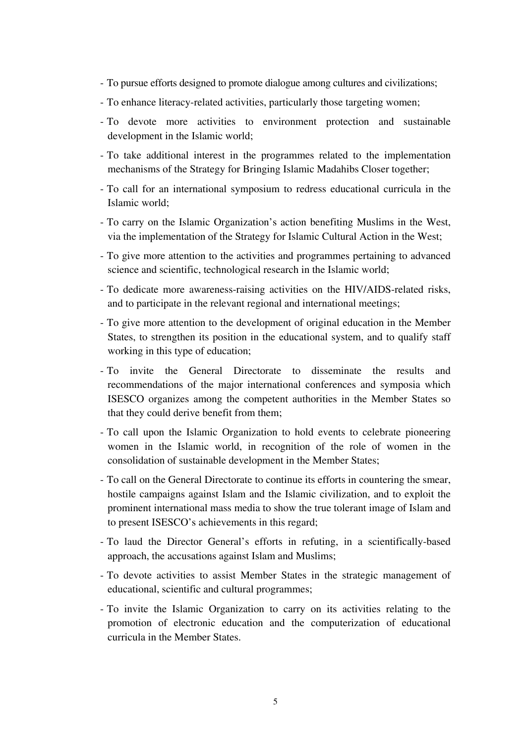- To pursue efforts designed to promote dialogue among cultures and civilizations;
- To enhance literacy-related activities, particularly those targeting women;
- To devote more activities to environment protection and sustainable development in the Islamic world;
- To take additional interest in the programmes related to the implementation mechanisms of the Strategy for Bringing Islamic Madahibs Closer together;
- To call for an international symposium to redress educational curricula in the Islamic world;
- To carry on the Islamic Organization's action benefiting Muslims in the West, via the implementation of the Strategy for Islamic Cultural Action in the West;
- To give more attention to the activities and programmes pertaining to advanced science and scientific, technological research in the Islamic world;
- To dedicate more awareness-raising activities on the HIV/AIDS-related risks, and to participate in the relevant regional and international meetings;
- To give more attention to the development of original education in the Member States, to strengthen its position in the educational system, and to qualify staff working in this type of education;
- To invite the General Directorate to disseminate the results and recommendations of the major international conferences and symposia which ISESCO organizes among the competent authorities in the Member States so that they could derive benefit from them;
- To call upon the Islamic Organization to hold events to celebrate pioneering women in the Islamic world, in recognition of the role of women in the consolidation of sustainable development in the Member States;
- To call on the General Directorate to continue its efforts in countering the smear, hostile campaigns against Islam and the Islamic civilization, and to exploit the prominent international mass media to show the true tolerant image of Islam and to present ISESCO's achievements in this regard;
- To laud the Director General's efforts in refuting, in a scientifically-based approach, the accusations against Islam and Muslims;
- To devote activities to assist Member States in the strategic management of educational, scientific and cultural programmes;
- To invite the Islamic Organization to carry on its activities relating to the promotion of electronic education and the computerization of educational curricula in the Member States.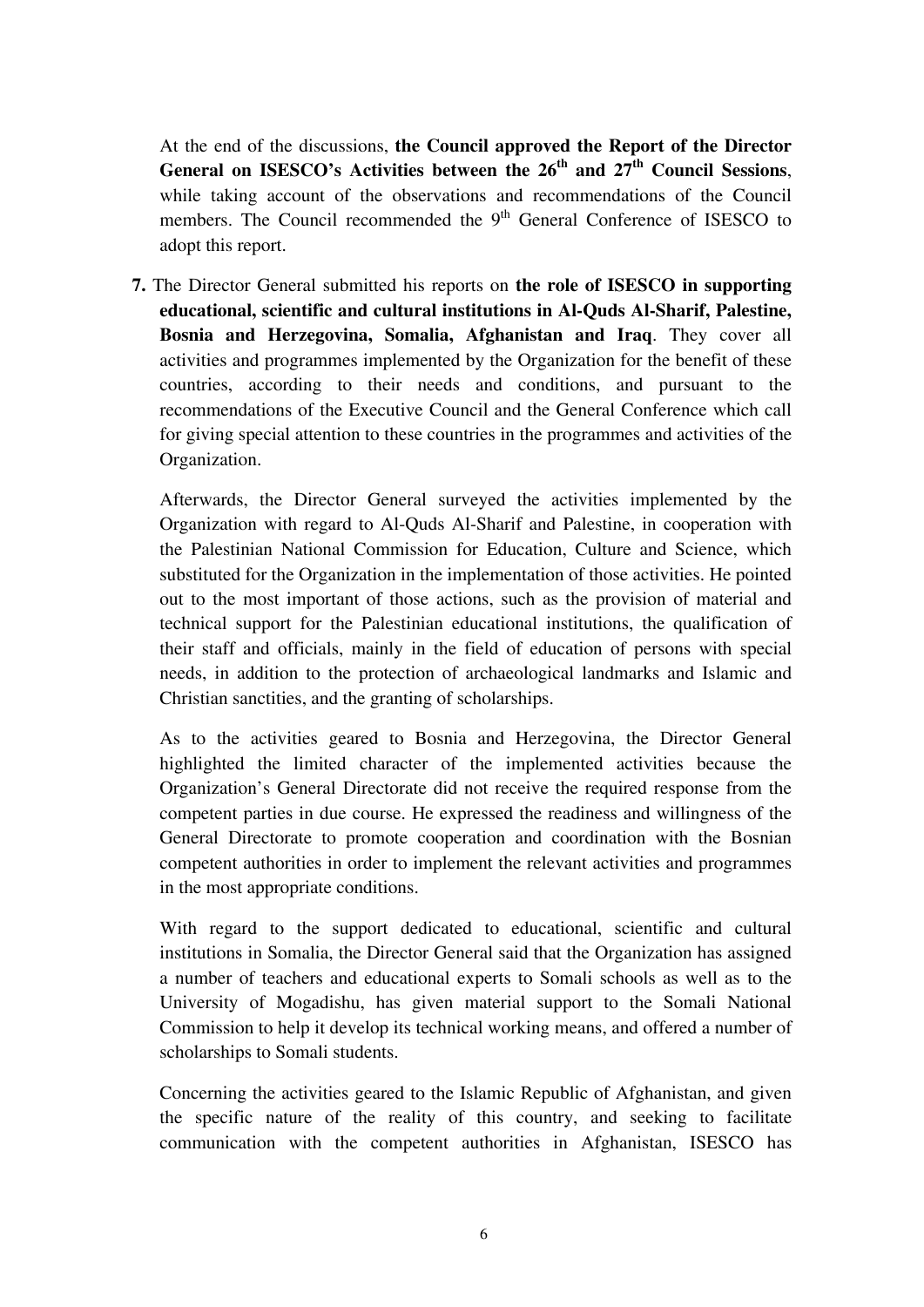At the end of the discussions, **the Council approved the Report of the Director General on ISESCO's Activities between the 26th and 27th Council Sessions**, while taking account of the observations and recommendations of the Council members. The Council recommended the 9th General Conference of ISESCO to adopt this report.

**7.** The Director General submitted his reports on **the role of ISESCO in supporting educational, scientific and cultural institutions in Al-Quds Al-Sharif, Palestine, Bosnia and Herzegovina, Somalia, Afghanistan and Iraq**. They cover all activities and programmes implemented by the Organization for the benefit of these countries, according to their needs and conditions, and pursuant to the recommendations of the Executive Council and the General Conference which call for giving special attention to these countries in the programmes and activities of the Organization.

Afterwards, the Director General surveyed the activities implemented by the Organization with regard to Al-Quds Al-Sharif and Palestine, in cooperation with the Palestinian National Commission for Education, Culture and Science, which substituted for the Organization in the implementation of those activities. He pointed out to the most important of those actions, such as the provision of material and technical support for the Palestinian educational institutions, the qualification of their staff and officials, mainly in the field of education of persons with special needs, in addition to the protection of archaeological landmarks and Islamic and Christian sanctities, and the granting of scholarships.

As to the activities geared to Bosnia and Herzegovina, the Director General highlighted the limited character of the implemented activities because the Organization's General Directorate did not receive the required response from the competent parties in due course. He expressed the readiness and willingness of the General Directorate to promote cooperation and coordination with the Bosnian competent authorities in order to implement the relevant activities and programmes in the most appropriate conditions.

With regard to the support dedicated to educational, scientific and cultural institutions in Somalia, the Director General said that the Organization has assigned a number of teachers and educational experts to Somali schools as well as to the University of Mogadishu, has given material support to the Somali National Commission to help it develop its technical working means, and offered a number of scholarships to Somali students.

Concerning the activities geared to the Islamic Republic of Afghanistan, and given the specific nature of the reality of this country, and seeking to facilitate communication with the competent authorities in Afghanistan, ISESCO has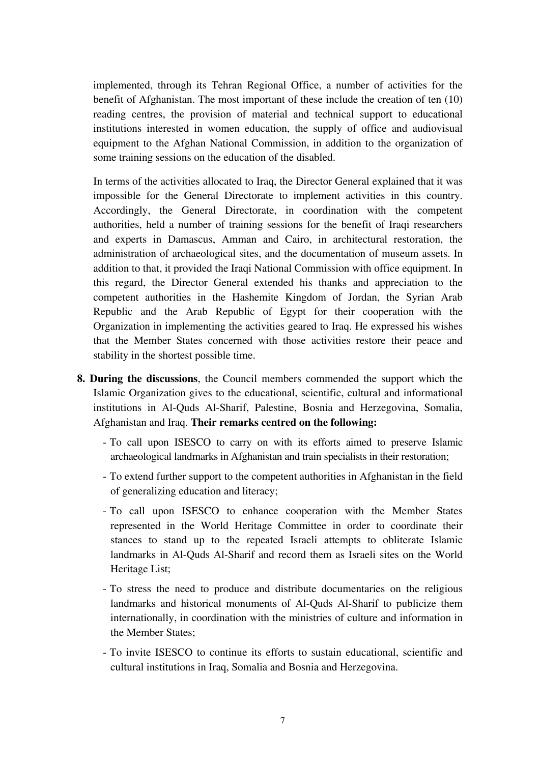implemented, through its Tehran Regional Office, a number of activities for the benefit of Afghanistan. The most important of these include the creation of ten (10) reading centres, the provision of material and technical support to educational institutions interested in women education, the supply of office and audiovisual equipment to the Afghan National Commission, in addition to the organization of some training sessions on the education of the disabled.

In terms of the activities allocated to Iraq, the Director General explained that it was impossible for the General Directorate to implement activities in this country. Accordingly, the General Directorate, in coordination with the competent authorities, held a number of training sessions for the benefit of Iraqi researchers and experts in Damascus, Amman and Cairo, in architectural restoration, the administration of archaeological sites, and the documentation of museum assets. In addition to that, it provided the Iraqi National Commission with office equipment. In this regard, the Director General extended his thanks and appreciation to the competent authorities in the Hashemite Kingdom of Jordan, the Syrian Arab Republic and the Arab Republic of Egypt for their cooperation with the Organization in implementing the activities geared to Iraq. He expressed his wishes that the Member States concerned with those activities restore their peace and stability in the shortest possible time.

8. **During the discussions**, the Council members commended the support which the Islamic Organization gives to the educational, scientific, cultural and informational institutions in Al-Quds Al-Sharif, Palestine, Bosnia and Herzegovina, Somalia, Afghanistan and Iraq. **Their remarks centred on the following:**

   - To call upon ISESCO to carry on with its efforts aimed to preserve Islamic archaeological landmarks in Afghanistan and train specialists in their restoration;
   - To extend further support to the competent authorities in Afghanistan in the field of generalizing education and literacy;
   - To call upon ISESCO to enhance cooperation with the Member States represented in the World Heritage Committee in order to coordinate their stances to stand up to the repeated Israeli attempts to obliterate Islamic landmarks in Al-Quds Al-Sharif and record them as Israeli sites on the World Heritage List;
   - To stress the need to produce and distribute documentaries on the religious landmarks and historical monuments of Al-Quds Al-Sharif to publicize them internationally, in coordination with the ministries of culture and information in the Member States;
   - To invite ISESCO to continue its efforts to sustain educational, scientific and cultural institutions in Iraq, Somalia and Bosnia and Herzegovina.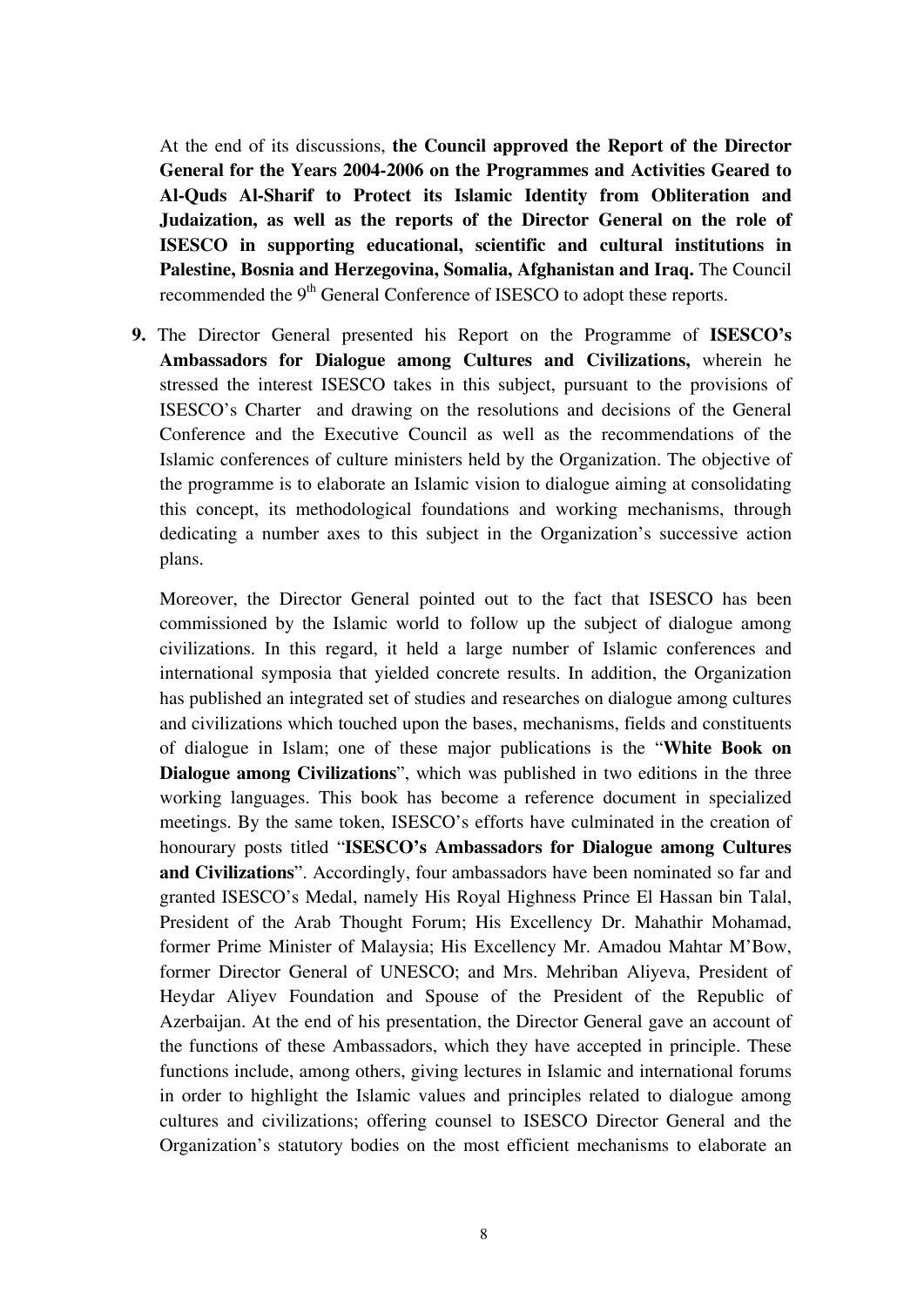At the end of its discussions, **the Council approved the Report of the Director General for the Years 2004-2006 on the Programmes and Activities Geared to Al-Quds Al-Sharif to Protect its Islamic Identity from Obliteration and Judaization, as well as the reports of the Director General on the role of ISESCO in supporting educational, scientific and cultural institutions in Palestine, Bosnia and Herzegovina, Somalia, Afghanistan and Iraq.** The Council recommended the 9th General Conference of ISESCO to adopt these reports.

**9.** The Director General presented his Report on the Programme of **ISESCO's Ambassadors for Dialogue among Cultures and Civilizations,** wherein he stressed the interest ISESCO takes in this subject, pursuant to the provisions of ISESCO's Charter and drawing on the resolutions and decisions of the General Conference and the Executive Council as well as the recommendations of the Islamic conferences of culture ministers held by the Organization. The objective of the programme is to elaborate an Islamic vision to dialogue aiming at consolidating this concept, its methodological foundations and working mechanisms, through dedicating a number axes to this subject in the Organization's successive action plans.

Moreover, the Director General pointed out to the fact that ISESCO has been commissioned by the Islamic world to follow up the subject of dialogue among civilizations. In this regard, it held a large number of Islamic conferences and international symposia that yielded concrete results. In addition, the Organization has published an integrated set of studies and researches on dialogue among cultures and civilizations which touched upon the bases, mechanisms, fields and constituents of dialogue in Islam; one of these major publications is the "**White Book on Dialogue among Civilizations**", which was published in two editions in the three working languages. This book has become a reference document in specialized meetings. By the same token, ISESCO's efforts have culminated in the creation of honourary posts titled "**ISESCO's Ambassadors for Dialogue among Cultures and Civilizations**". Accordingly, four ambassadors have been nominated so far and granted ISESCO's Medal, namely His Royal Highness Prince El Hassan bin Talal, President of the Arab Thought Forum; His Excellency Dr. Mahathir Mohamad, former Prime Minister of Malaysia; His Excellency Mr. Amadou Mahtar M'Bow, former Director General of UNESCO; and Mrs. Mehriban Aliyeva, President of Heydar Aliyev Foundation and Spouse of the President of the Republic of Azerbaijan. At the end of his presentation, the Director General gave an account of the functions of these Ambassadors, which they have accepted in principle. These functions include, among others, giving lectures in Islamic and international forums in order to highlight the Islamic values and principles related to dialogue among cultures and civilizations; offering counsel to ISESCO Director General and the Organization's statutory bodies on the most efficient mechanisms to elaborate an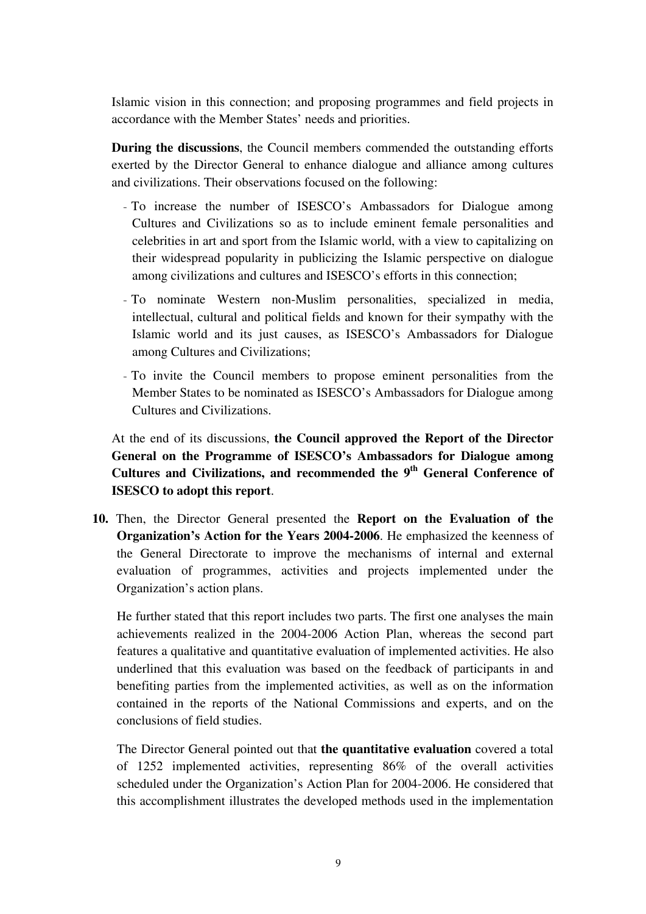Islamic vision in this connection; and proposing programmes and field projects in accordance with the Member States' needs and priorities.

**During the discussions**, the Council members commended the outstanding efforts exerted by the Director General to enhance dialogue and alliance among cultures and civilizations. Their observations focused on the following:

- To increase the number of ISESCO's Ambassadors for Dialogue among Cultures and Civilizations so as to include eminent female personalities and celebrities in art and sport from the Islamic world, with a view to capitalizing on their widespread popularity in publicizing the Islamic perspective on dialogue among civilizations and cultures and ISESCO's efforts in this connection;
- To nominate Western non-Muslim personalities, specialized in media, intellectual, cultural and political fields and known for their sympathy with the Islamic world and its just causes, as ISESCO's Ambassadors for Dialogue among Cultures and Civilizations;
- To invite the Council members to propose eminent personalities from the Member States to be nominated as ISESCO's Ambassadors for Dialogue among Cultures and Civilizations.

At the end of its discussions, **the Council approved the Report of the Director General on the Programme of ISESCO's Ambassadors for Dialogue among Cultures and Civilizations, and recommended the 9th General Conference of ISESCO to adopt this report**.

**10.** Then, the Director General presented the **Report on the Evaluation of the Organization's Action for the Years 2004-2006**. He emphasized the keenness of the General Directorate to improve the mechanisms of internal and external evaluation of programmes, activities and projects implemented under the Organization's action plans.

He further stated that this report includes two parts. The first one analyses the main achievements realized in the 2004-2006 Action Plan, whereas the second part features a qualitative and quantitative evaluation of implemented activities. He also underlined that this evaluation was based on the feedback of participants in and benefiting parties from the implemented activities, as well as on the information contained in the reports of the National Commissions and experts, and on the conclusions of field studies.

The Director General pointed out that **the quantitative evaluation** covered a total of 1252 implemented activities, representing 86% of the overall activities scheduled under the Organization's Action Plan for 2004-2006. He considered that this accomplishment illustrates the developed methods used in the implementation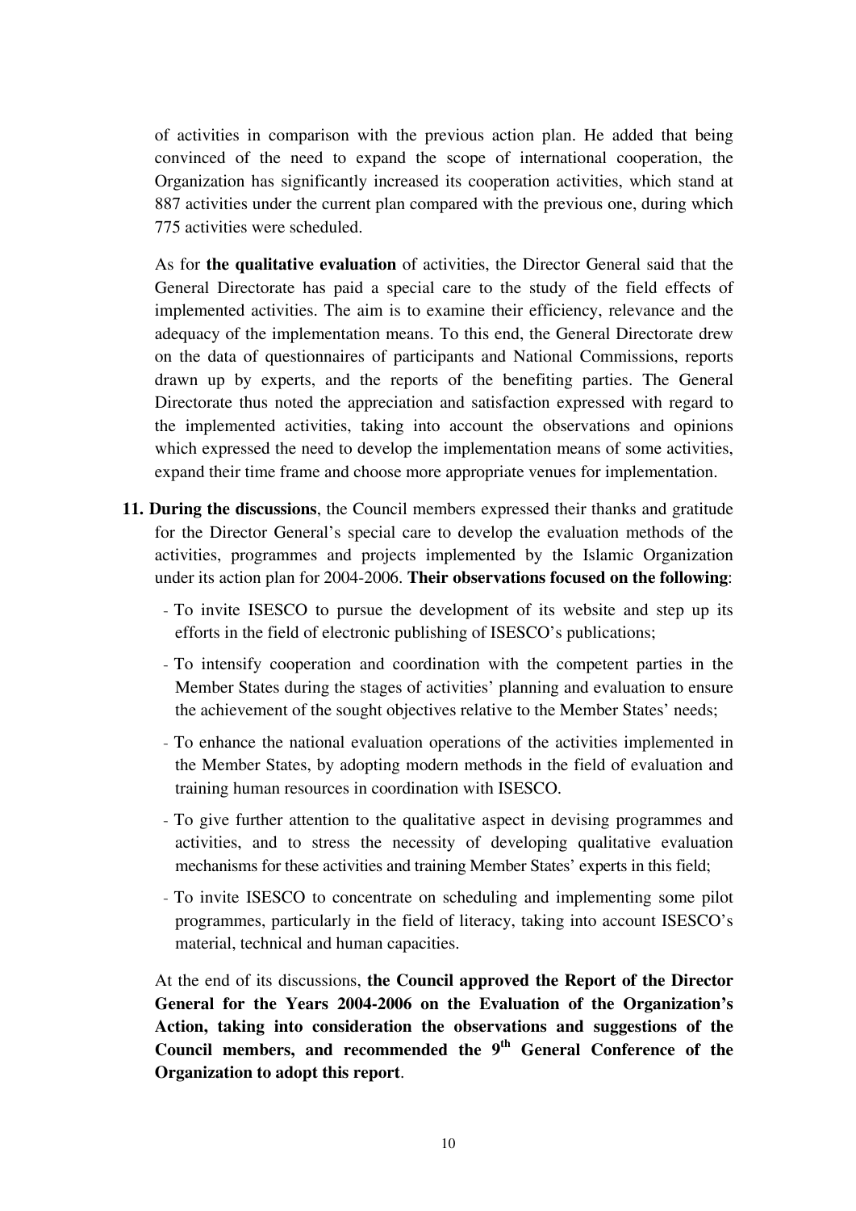of activities in comparison with the previous action plan. He added that being convinced of the need to expand the scope of international cooperation, the Organization has significantly increased its cooperation activities, which stand at 887 activities under the current plan compared with the previous one, during which 775 activities were scheduled.

As for **the qualitative evaluation** of activities, the Director General said that the General Directorate has paid a special care to the study of the field effects of implemented activities. The aim is to examine their efficiency, relevance and the adequacy of the implementation means. To this end, the General Directorate drew on the data of questionnaires of participants and National Commissions, reports drawn up by experts, and the reports of the benefiting parties. The General Directorate thus noted the appreciation and satisfaction expressed with regard to the implemented activities, taking into account the observations and opinions which expressed the need to develop the implementation means of some activities, expand their time frame and choose more appropriate venues for implementation.

**11. During the discussions**, the Council members expressed their thanks and gratitude for the Director General's special care to develop the evaluation methods of the activities, programmes and projects implemented by the Islamic Organization under its action plan for 2004-2006. **Their observations focused on the following**:

- To invite ISESCO to pursue the development of its website and step up its efforts in the field of electronic publishing of ISESCO's publications;
- To intensify cooperation and coordination with the competent parties in the Member States during the stages of activities' planning and evaluation to ensure the achievement of the sought objectives relative to the Member States' needs;
- To enhance the national evaluation operations of the activities implemented in the Member States, by adopting modern methods in the field of evaluation and training human resources in coordination with ISESCO.
- To give further attention to the qualitative aspect in devising programmes and activities, and to stress the necessity of developing qualitative evaluation mechanisms for these activities and training Member States' experts in this field;
- To invite ISESCO to concentrate on scheduling and implementing some pilot programmes, particularly in the field of literacy, taking into account ISESCO's material, technical and human capacities.

At the end of its discussions, **the Council approved the Report of the Director General for the Years 2004-2006 on the Evaluation of the Organization's Action, taking into consideration the observations and suggestions of the Council members, and recommended the 9th General Conference of the Organization to adopt this report**.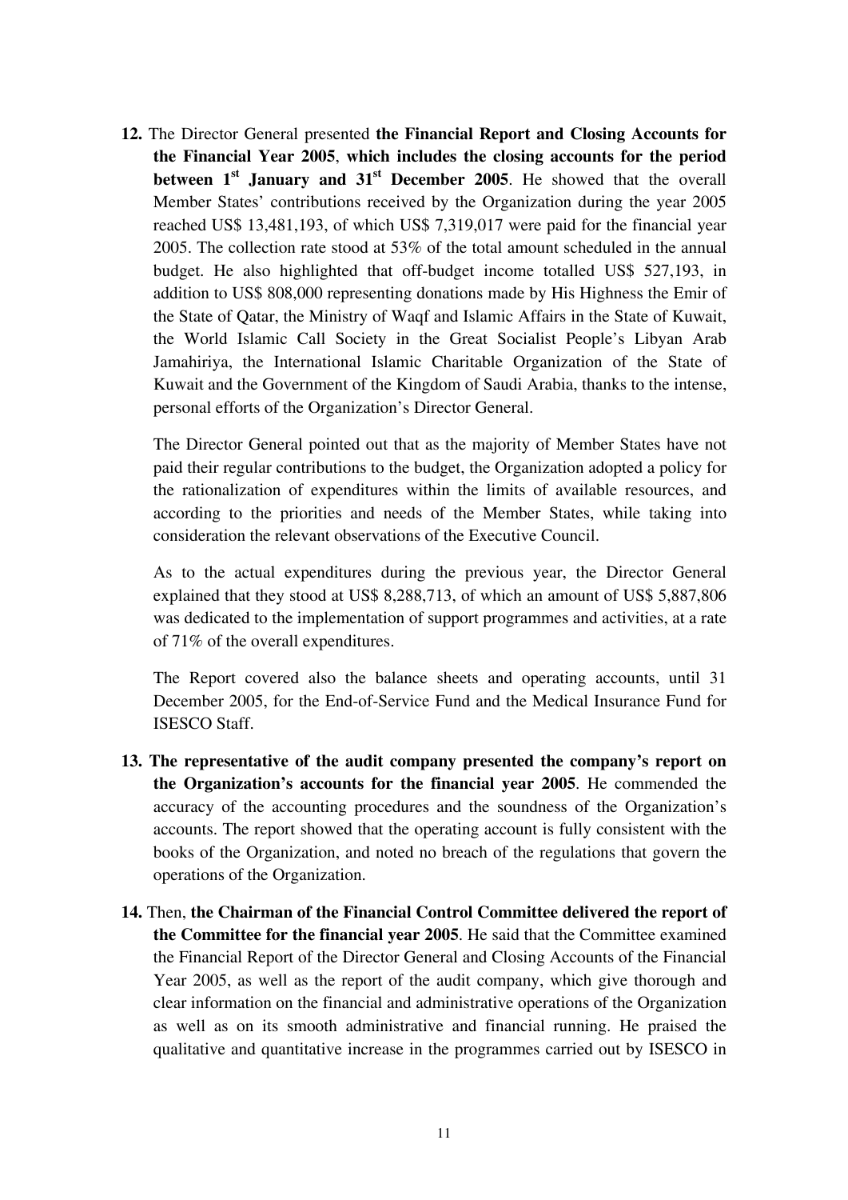**12.** The Director General presented **the Financial Report and Closing Accounts for the Financial Year 2005**, **which includes the closing accounts for the period between 1st January and 31st December 2005**. He showed that the overall Member States' contributions received by the Organization during the year 2005 reached US$ 13,481,193, of which US$ 7,319,017 were paid for the financial year 2005. The collection rate stood at 53% of the total amount scheduled in the annual budget. He also highlighted that off-budget income totalled US$ 527,193, in addition to US$ 808,000 representing donations made by His Highness the Emir of the State of Qatar, the Ministry of Waqf and Islamic Affairs in the State of Kuwait, the World Islamic Call Society in the Great Socialist People's Libyan Arab Jamahiriya, the International Islamic Charitable Organization of the State of Kuwait and the Government of the Kingdom of Saudi Arabia, thanks to the intense, personal efforts of the Organization's Director General.

The Director General pointed out that as the majority of Member States have not paid their regular contributions to the budget, the Organization adopted a policy for the rationalization of expenditures within the limits of available resources, and according to the priorities and needs of the Member States, while taking into consideration the relevant observations of the Executive Council.

As to the actual expenditures during the previous year, the Director General explained that they stood at US$ 8,288,713, of which an amount of US$ 5,887,806 was dedicated to the implementation of support programmes and activities, at a rate of 71% of the overall expenditures.

The Report covered also the balance sheets and operating accounts, until 31 December 2005, for the End-of-Service Fund and the Medical Insurance Fund for ISESCO Staff.

**13. The representative of the audit company presented the company's report on the Organization's accounts for the financial year 2005**. He commended the accuracy of the accounting procedures and the soundness of the Organization's accounts. The report showed that the operating account is fully consistent with the books of the Organization, and noted no breach of the regulations that govern the operations of the Organization.

**14.** Then, **the Chairman of the Financial Control Committee delivered the report of the Committee for the financial year 2005**. He said that the Committee examined the Financial Report of the Director General and Closing Accounts of the Financial Year 2005, as well as the report of the audit company, which give thorough and clear information on the financial and administrative operations of the Organization as well as on its smooth administrative and financial running. He praised the qualitative and quantitative increase in the programmes carried out by ISESCO in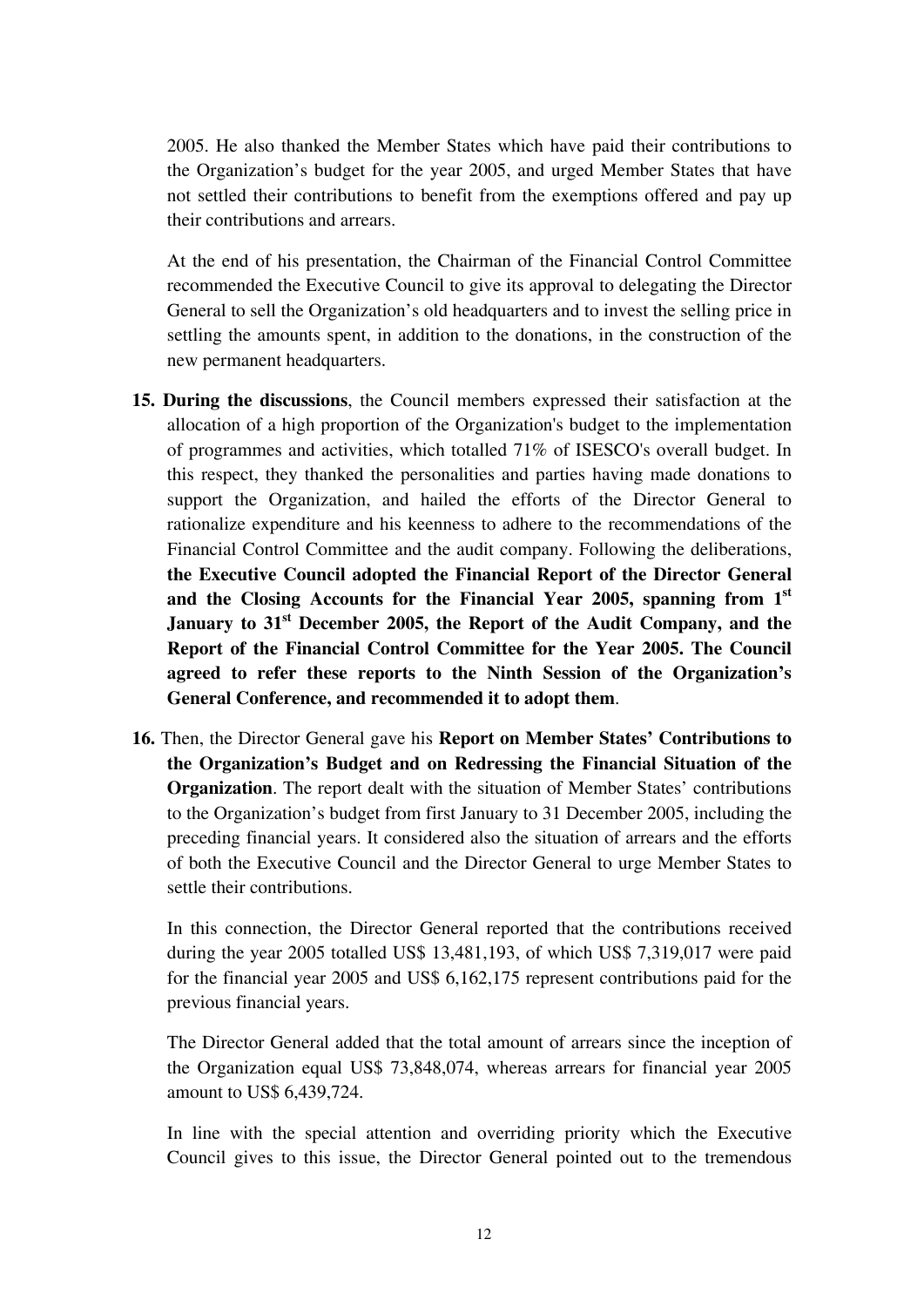2005. He also thanked the Member States which have paid their contributions to the Organization's budget for the year 2005, and urged Member States that have not settled their contributions to benefit from the exemptions offered and pay up their contributions and arrears.

At the end of his presentation, the Chairman of the Financial Control Committee recommended the Executive Council to give its approval to delegating the Director General to sell the Organization's old headquarters and to invest the selling price in settling the amounts spent, in addition to the donations, in the construction of the new permanent headquarters.

**15. During the discussions**, the Council members expressed their satisfaction at the allocation of a high proportion of the Organization's budget to the implementation of programmes and activities, which totalled 71% of ISESCO's overall budget. In this respect, they thanked the personalities and parties having made donations to support the Organization, and hailed the efforts of the Director General to rationalize expenditure and his keenness to adhere to the recommendations of the Financial Control Committee and the audit company. Following the deliberations, **the Executive Council adopted the Financial Report of the Director General and the Closing Accounts for the Financial Year 2005, spanning from 1st January to 31st December 2005, the Report of the Audit Company, and the Report of the Financial Control Committee for the Year 2005. The Council agreed to refer these reports to the Ninth Session of the Organization's General Conference, and recommended it to adopt them**.

**16.** Then, the Director General gave his **Report on Member States' Contributions to the Organization's Budget and on Redressing the Financial Situation of the Organization**. The report dealt with the situation of Member States' contributions to the Organization's budget from first January to 31 December 2005, including the preceding financial years. It considered also the situation of arrears and the efforts of both the Executive Council and the Director General to urge Member States to settle their contributions.

In this connection, the Director General reported that the contributions received during the year 2005 totalled US$ 13,481,193, of which US$ 7,319,017 were paid for the financial year 2005 and US$ 6,162,175 represent contributions paid for the previous financial years.

The Director General added that the total amount of arrears since the inception of the Organization equal US$ 73,848,074, whereas arrears for financial year 2005 amount to US$ 6,439,724.

In line with the special attention and overriding priority which the Executive Council gives to this issue, the Director General pointed out to the tremendous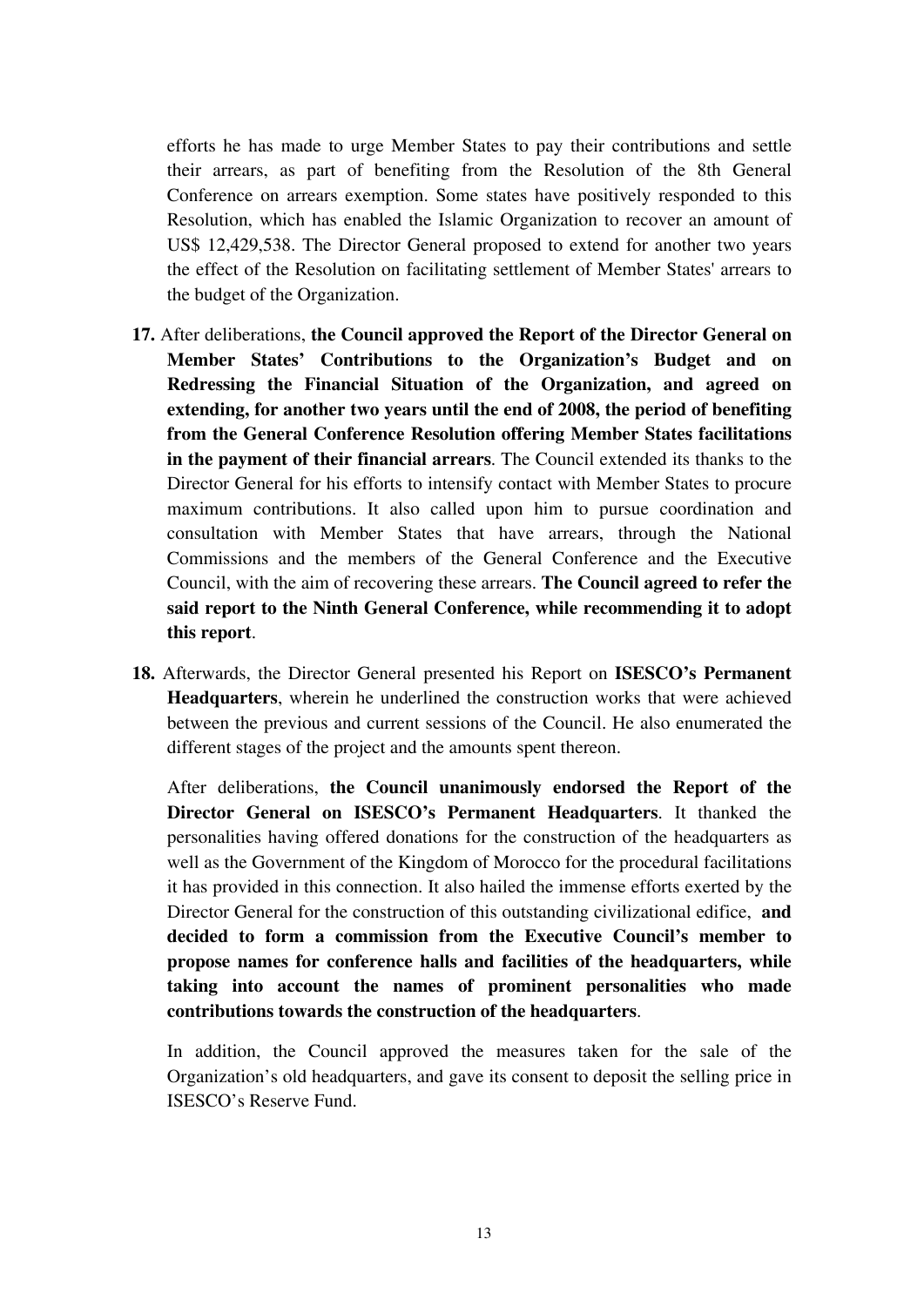efforts he has made to urge Member States to pay their contributions and settle their arrears, as part of benefiting from the Resolution of the 8th General Conference on arrears exemption. Some states have positively responded to this Resolution, which has enabled the Islamic Organization to recover an amount of US$ 12,429,538. The Director General proposed to extend for another two years the effect of the Resolution on facilitating settlement of Member States' arrears to the budget of the Organization.

**17.** After deliberations, **the Council approved the Report of the Director General on Member States' Contributions to the Organization's Budget and on Redressing the Financial Situation of the Organization, and agreed on extending, for another two years until the end of 2008, the period of benefiting from the General Conference Resolution offering Member States facilitations in the payment of their financial arrears**. The Council extended its thanks to the Director General for his efforts to intensify contact with Member States to procure maximum contributions. It also called upon him to pursue coordination and consultation with Member States that have arrears, through the National Commissions and the members of the General Conference and the Executive Council, with the aim of recovering these arrears. **The Council agreed to refer the said report to the Ninth General Conference, while recommending it to adopt this report**.

**18.** Afterwards, the Director General presented his Report on **ISESCO's Permanent Headquarters**, wherein he underlined the construction works that were achieved between the previous and current sessions of the Council. He also enumerated the different stages of the project and the amounts spent thereon.

After deliberations, **the Council unanimously endorsed the Report of the Director General on ISESCO's Permanent Headquarters**. It thanked the personalities having offered donations for the construction of the headquarters as well as the Government of the Kingdom of Morocco for the procedural facilitations it has provided in this connection. It also hailed the immense efforts exerted by the Director General for the construction of this outstanding civilizational edifice, **and decided to form a commission from the Executive Council's member to propose names for conference halls and facilities of the headquarters, while taking into account the names of prominent personalities who made contributions towards the construction of the headquarters**.

In addition, the Council approved the measures taken for the sale of the Organization's old headquarters, and gave its consent to deposit the selling price in ISESCO's Reserve Fund.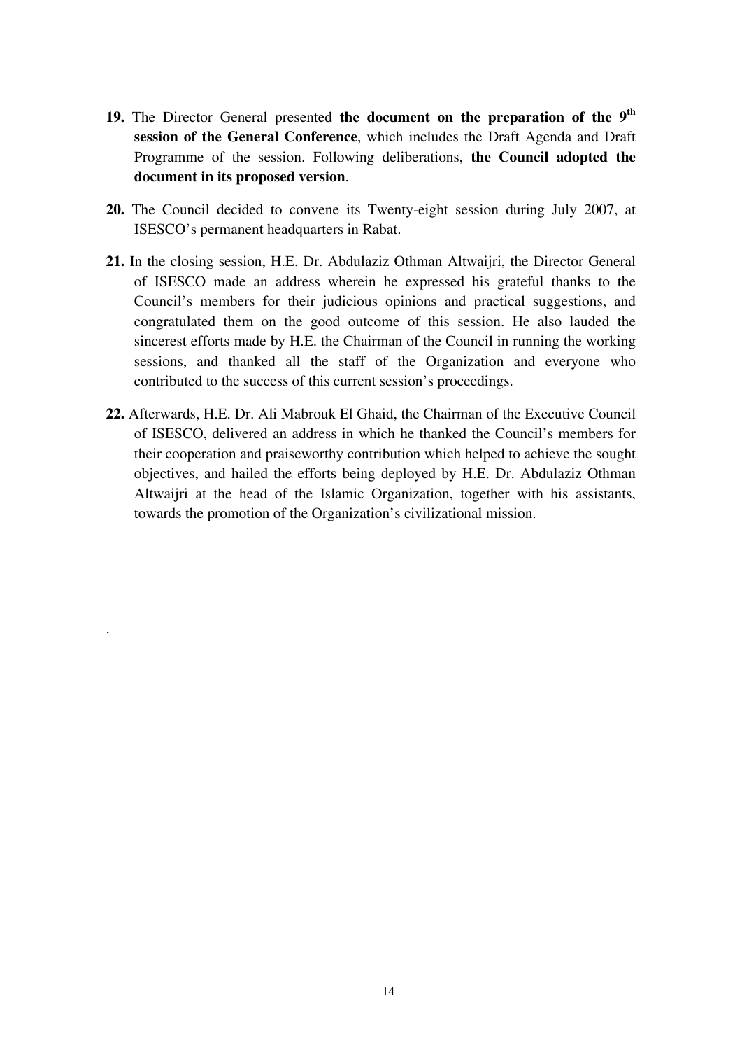**19.** The Director General presented **the document on the preparation of the 9th session of the General Conference**, which includes the Draft Agenda and Draft Programme of the session. Following deliberations, **the Council adopted the document in its proposed version**.

**20.** The Council decided to convene its Twenty-eight session during July 2007, at ISESCO's permanent headquarters in Rabat.

**21.** In the closing session, H.E. Dr. Abdulaziz Othman Altwaijri, the Director General of ISESCO made an address wherein he expressed his grateful thanks to the Council's members for their judicious opinions and practical suggestions, and congratulated them on the good outcome of this session. He also lauded the sincerest efforts made by H.E. the Chairman of the Council in running the working sessions, and thanked all the staff of the Organization and everyone who contributed to the success of this current session's proceedings.

**22.** Afterwards, H.E. Dr. Ali Mabrouk El Ghaid, the Chairman of the Executive Council of ISESCO, delivered an address in which he thanked the Council's members for their cooperation and praiseworthy contribution which helped to achieve the sought objectives, and hailed the efforts being deployed by H.E. Dr. Abdulaziz Othman Altwaijri at the head of the Islamic Organization, together with his assistants, towards the promotion of the Organization's civilizational mission.

.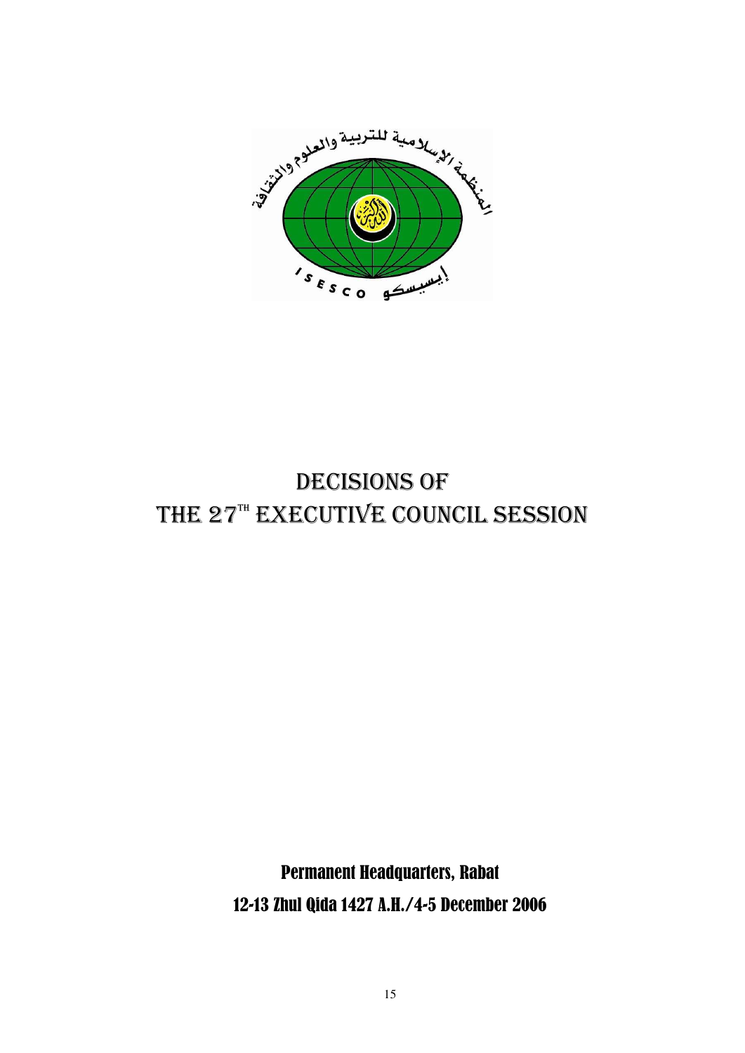# DECISIONS OF THE 27TH EXECUTIVE COUNCIL SESSION

Permanent Headquarters, Rabat

12-13 Zhul Qida 1427 A.H./4-5 December 2006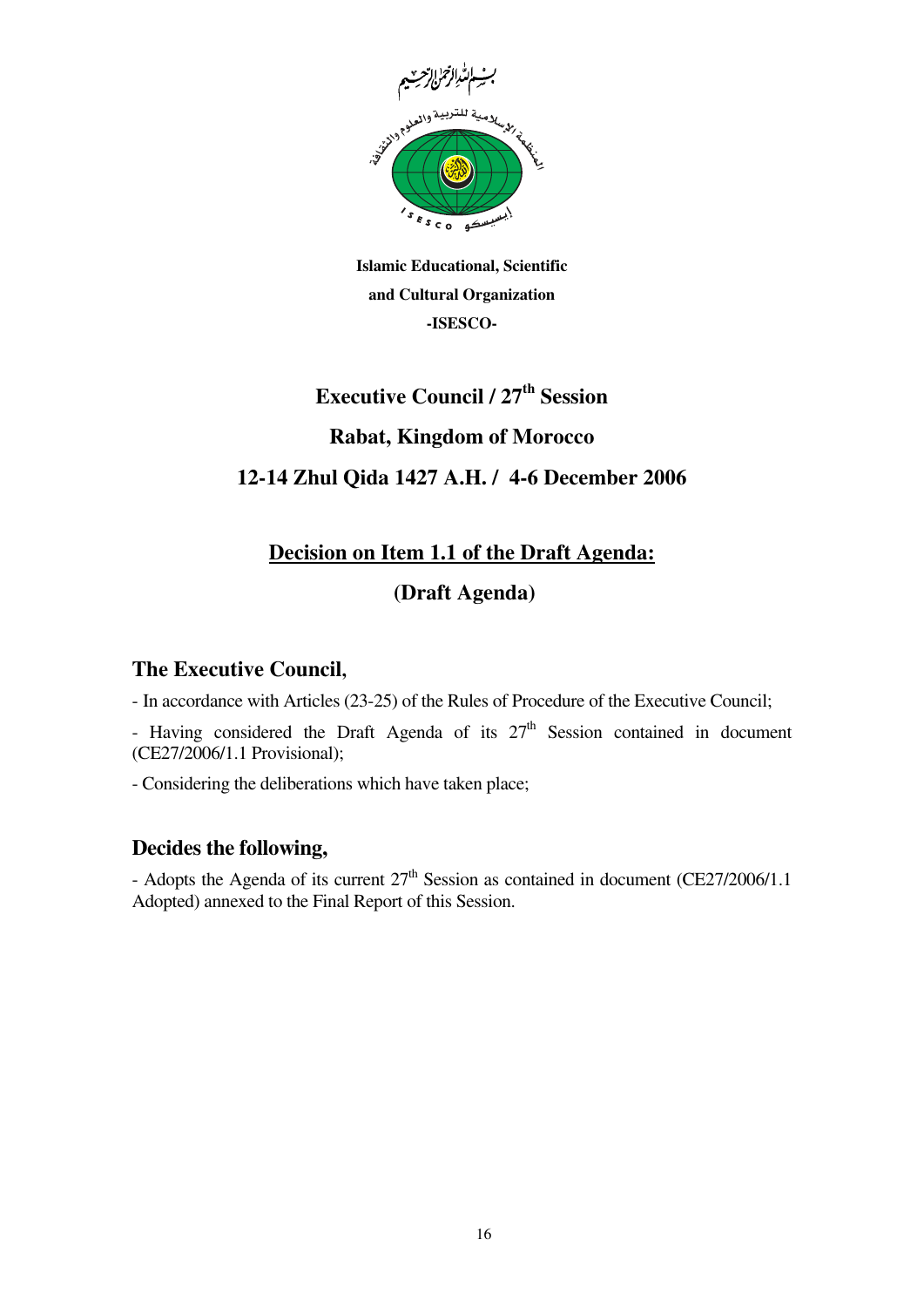بسم الله الرحمن الرحيم

المنظمة الإسلامية للتربية والعلوم والثقافة

ISESCO إيسيسكو

**Islamic Educational, Scientific and Cultural Organization**
**-ISESCO-**

# Executive Council / 27th Session

## Rabat, Kingdom of Morocco

## 12-14 Zhul Qida 1427 A.H. / 4-6 December 2006

## <u>Decision on Item 1.1 of the Draft Agenda:</u>

## (Draft Agenda)

### The Executive Council,

- In accordance with Articles (23-25) of the Rules of Procedure of the Executive Council;

- Having considered the Draft Agenda of its 27th Session contained in document (CE27/2006/1.1 Provisional);

- Considering the deliberations which have taken place;

### Decides the following,

- Adopts the Agenda of its current 27th Session as contained in document (CE27/2006/1.1 Adopted) annexed to the Final Report of this Session.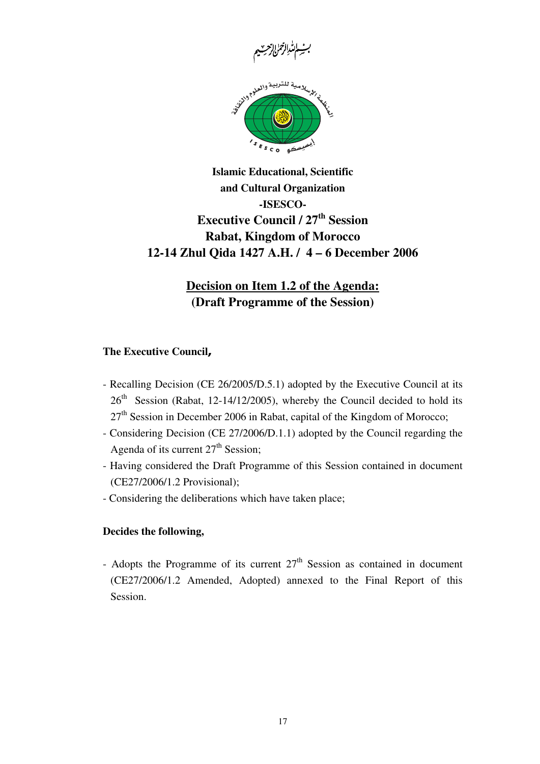بسم الله الرحمن الرحيم

**Islamic Educational, Scientific and Cultural Organization**
**-ISESCO-**

**Executive Council / 27th Session**
**Rabat, Kingdom of Morocco**
**12-14 Zhul Qida 1427 A.H. / 4 – 6 December 2006**

## Decision on Item 1.2 of the Agenda: (Draft Programme of the Session)

**The Executive Council,**

- Recalling Decision (CE 26/2005/D.5.1) adopted by the Executive Council at its 26th Session (Rabat, 12-14/12/2005), whereby the Council decided to hold its 27th Session in December 2006 in Rabat, capital of the Kingdom of Morocco;
- Considering Decision (CE 27/2006/D.1.1) adopted by the Council regarding the Agenda of its current 27th Session;
- Having considered the Draft Programme of this Session contained in document (CE27/2006/1.2 Provisional);
- Considering the deliberations which have taken place;

**Decides the following,**

- Adopts the Programme of its current 27th Session as contained in document (CE27/2006/1.2 Amended, Adopted) annexed to the Final Report of this Session.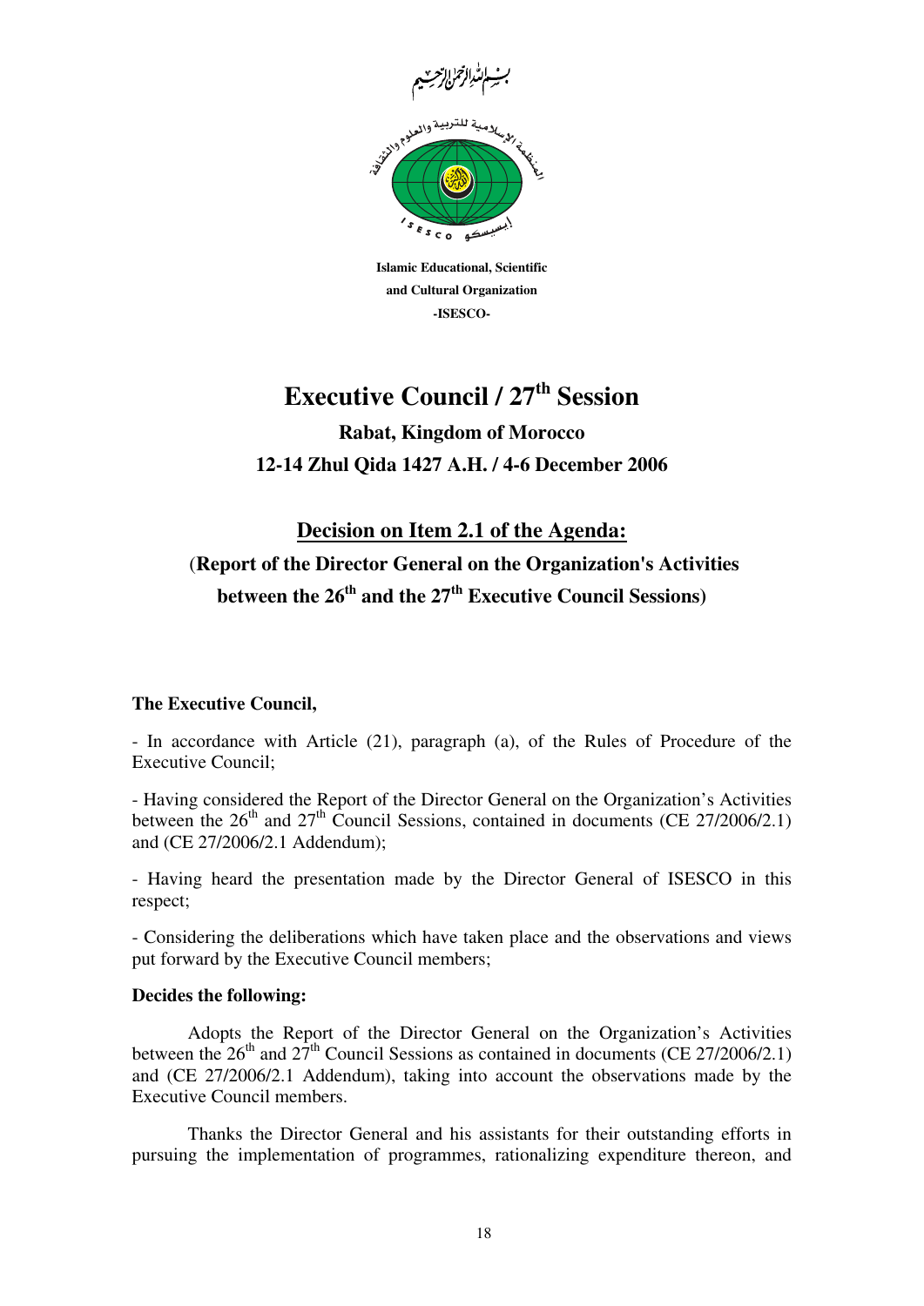بسم الله الرحمن الرحيم

المنظمة الإسلامية للتربية والعلوم والثقافة

**Islamic Educational, Scientific and Cultural Organization**
**-ISESCO-**

# Executive Council / 27th Session

## Rabat, Kingdom of Morocco
## 12-14 Zhul Qida 1427 A.H. / 4-6 December 2006

## Decision on Item 2.1 of the Agenda:
## (Report of the Director General on the Organization's Activities between the 26th and the 27th Executive Council Sessions)

**The Executive Council,**

- In accordance with Article (21), paragraph (a), of the Rules of Procedure of the Executive Council;

- Having considered the Report of the Director General on the Organization's Activities between the 26th and 27th Council Sessions, contained in documents (CE 27/2006/2.1) and (CE 27/2006/2.1 Addendum);

- Having heard the presentation made by the Director General of ISESCO in this respect;

- Considering the deliberations which have taken place and the observations and views put forward by the Executive Council members;

**Decides the following:**

Adopts the Report of the Director General on the Organization's Activities between the 26th and 27th Council Sessions as contained in documents (CE 27/2006/2.1) and (CE 27/2006/2.1 Addendum), taking into account the observations made by the Executive Council members.

Thanks the Director General and his assistants for their outstanding efforts in pursuing the implementation of programmes, rationalizing expenditure thereon, and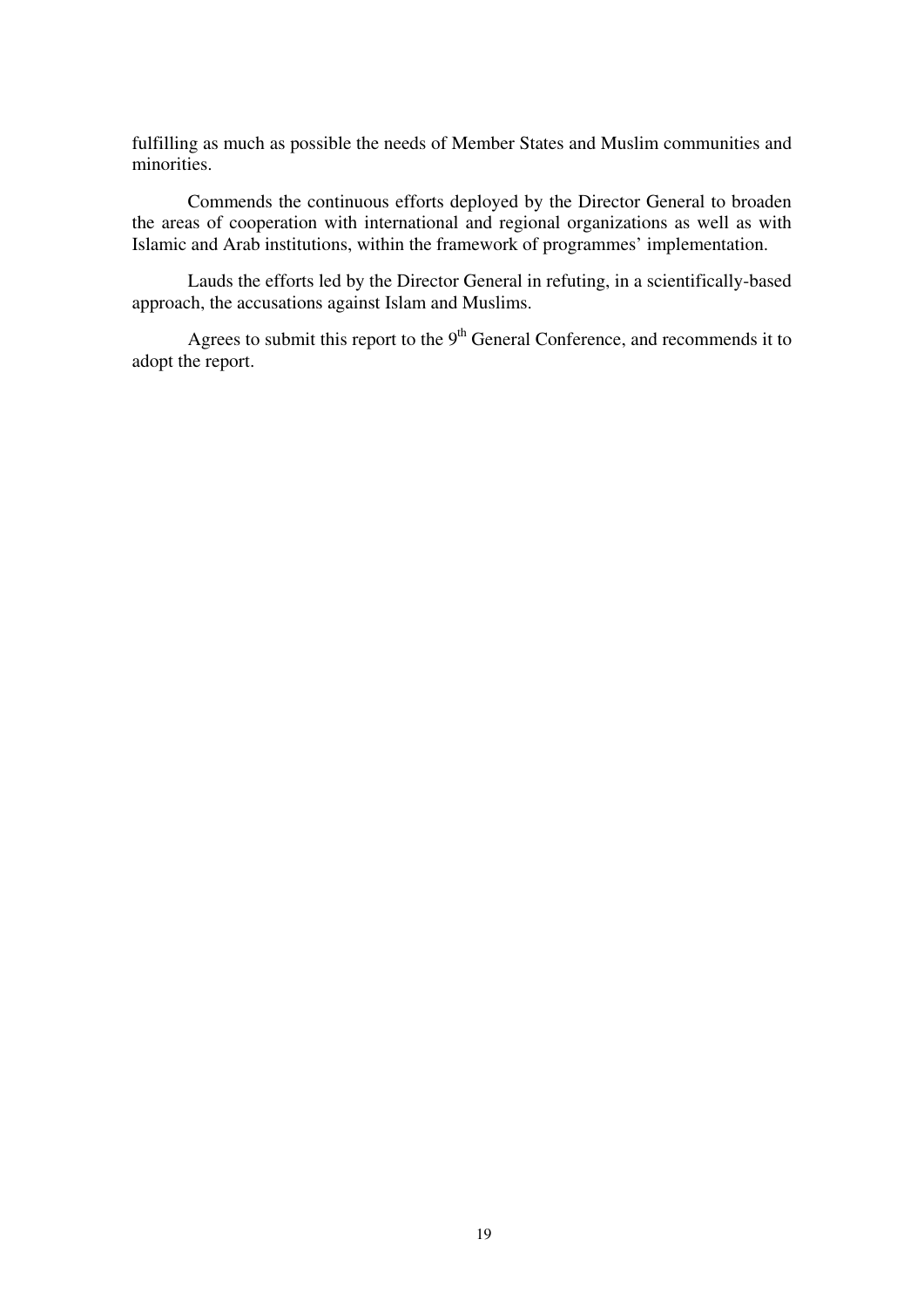fulfilling as much as possible the needs of Member States and Muslim communities and minorities.

Commends the continuous efforts deployed by the Director General to broaden the areas of cooperation with international and regional organizations as well as with Islamic and Arab institutions, within the framework of programmes' implementation.

Lauds the efforts led by the Director General in refuting, in a scientifically-based approach, the accusations against Islam and Muslims.

Agrees to submit this report to the 9th General Conference, and recommends it to adopt the report.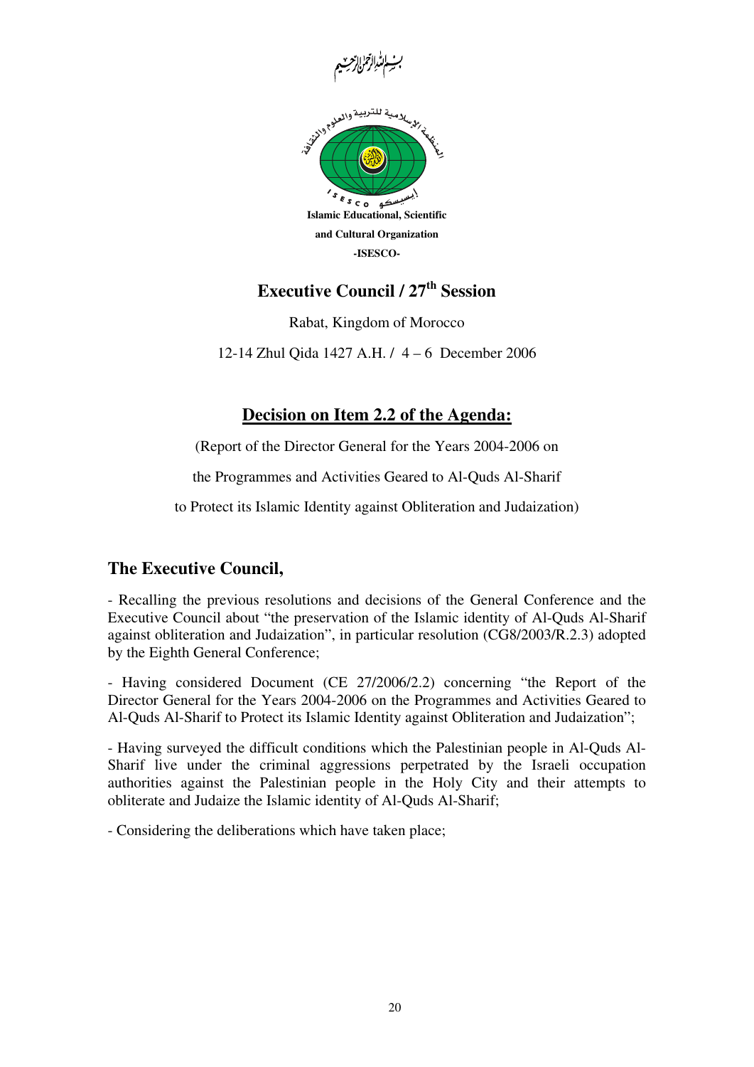بسم الله الرحمن الرحيم

المنظمة الإسلامية للتربية والعلوم والثقافة

ISESCO إيسيسكو

**Islamic Educational, Scientific and Cultural Organization**

**-ISESCO-**

## Executive Council / 27th Session

Rabat, Kingdom of Morocco

12-14 Zhul Qida 1427 A.H. / 4 – 6 December 2006

## Decision on Item 2.2 of the Agenda:

(Report of the Director General for the Years 2004-2006 on the Programmes and Activities Geared to Al-Quds Al-Sharif to Protect its Islamic Identity against Obliteration and Judaization)

### The Executive Council,

- Recalling the previous resolutions and decisions of the General Conference and the Executive Council about "the preservation of the Islamic identity of Al-Quds Al-Sharif against obliteration and Judaization", in particular resolution (CG8/2003/R.2.3) adopted by the Eighth General Conference;

- Having considered Document (CE 27/2006/2.2) concerning "the Report of the Director General for the Years 2004-2006 on the Programmes and Activities Geared to Al-Quds Al-Sharif to Protect its Islamic Identity against Obliteration and Judaization";

- Having surveyed the difficult conditions which the Palestinian people in Al-Quds Al-Sharif live under the criminal aggressions perpetrated by the Israeli occupation authorities against the Palestinian people in the Holy City and their attempts to obliterate and Judaize the Islamic identity of Al-Quds Al-Sharif;

- Considering the deliberations which have taken place;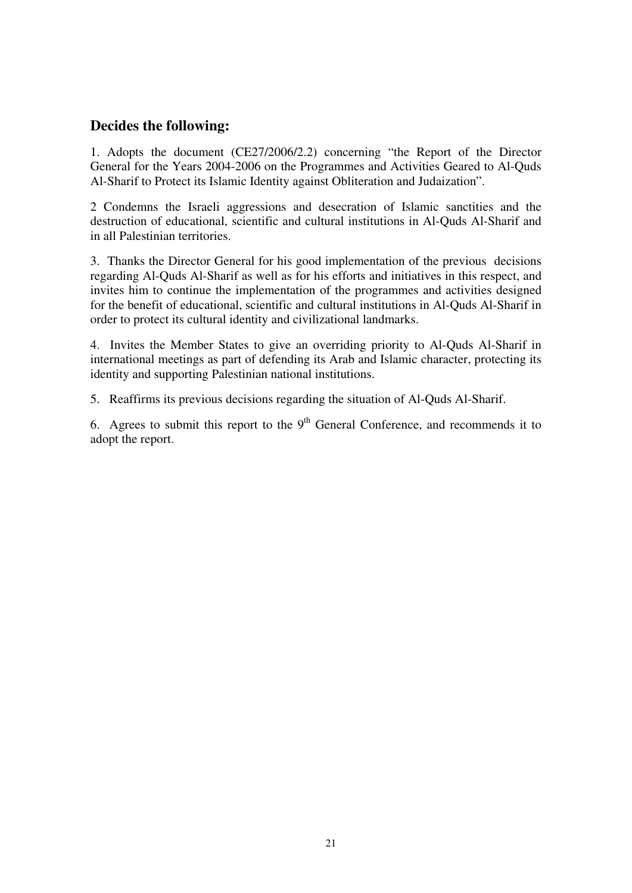## Decides the following:

1. Adopts the document (CE27/2006/2.2) concerning "the Report of the Director General for the Years 2004-2006 on the Programmes and Activities Geared to Al-Quds Al-Sharif to Protect its Islamic Identity against Obliteration and Judaization".

2 Condemns the Israeli aggressions and desecration of Islamic sanctities and the destruction of educational, scientific and cultural institutions in Al-Quds Al-Sharif and in all Palestinian territories.

3. Thanks the Director General for his good implementation of the previous decisions regarding Al-Quds Al-Sharif as well as for his efforts and initiatives in this respect, and invites him to continue the implementation of the programmes and activities designed for the benefit of educational, scientific and cultural institutions in Al-Quds Al-Sharif in order to protect its cultural identity and civilizational landmarks.

4. Invites the Member States to give an overriding priority to Al-Quds Al-Sharif in international meetings as part of defending its Arab and Islamic character, protecting its identity and supporting Palestinian national institutions.

5. Reaffirms its previous decisions regarding the situation of Al-Quds Al-Sharif.

6. Agrees to submit this report to the 9th General Conference, and recommends it to adopt the report.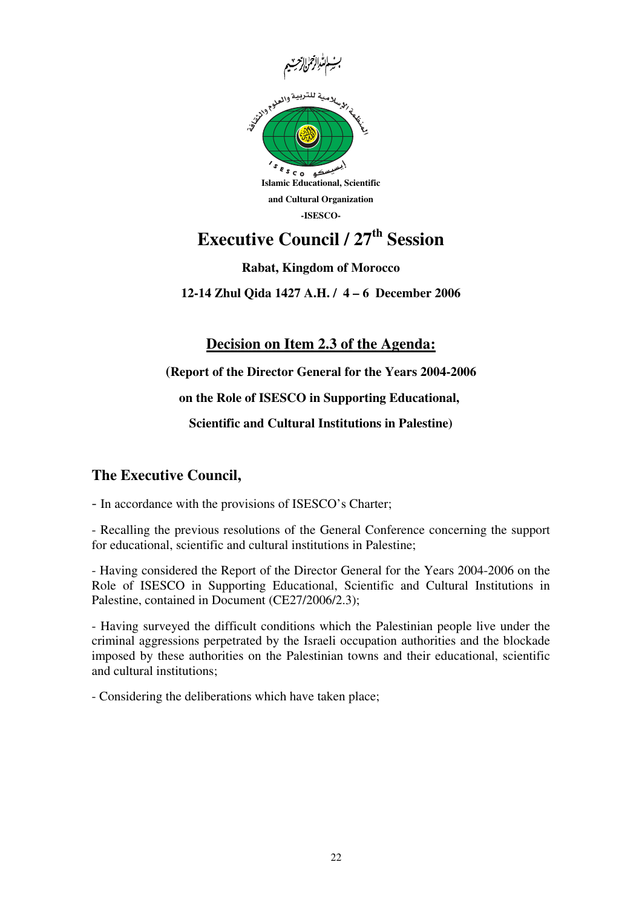بسم الله الرحمن الرحيم

المنظمة الإسلامية للتربية والعلوم والثقافة

إيسيسكو ISESCO

**Islamic Educational, Scientific and Cultural Organization**

**-ISESCO-**

# Executive Council / 27th Session

**Rabat, Kingdom of Morocco**

**12-14 Zhul Qida 1427 A.H. / 4 – 6 December 2006**

## <u>Decision on Item 2.3 of the Agenda:</u>

**(Report of the Director General for the Years 2004-2006 on the Role of ISESCO in Supporting Educational, Scientific and Cultural Institutions in Palestine)**

### The Executive Council,

- In accordance with the provisions of ISESCO's Charter;

- Recalling the previous resolutions of the General Conference concerning the support for educational, scientific and cultural institutions in Palestine;

- Having considered the Report of the Director General for the Years 2004-2006 on the Role of ISESCO in Supporting Educational, Scientific and Cultural Institutions in Palestine, contained in Document (CE27/2006/2.3);

- Having surveyed the difficult conditions which the Palestinian people live under the criminal aggressions perpetrated by the Israeli occupation authorities and the blockade imposed by these authorities on the Palestinian towns and their educational, scientific and cultural institutions;

- Considering the deliberations which have taken place;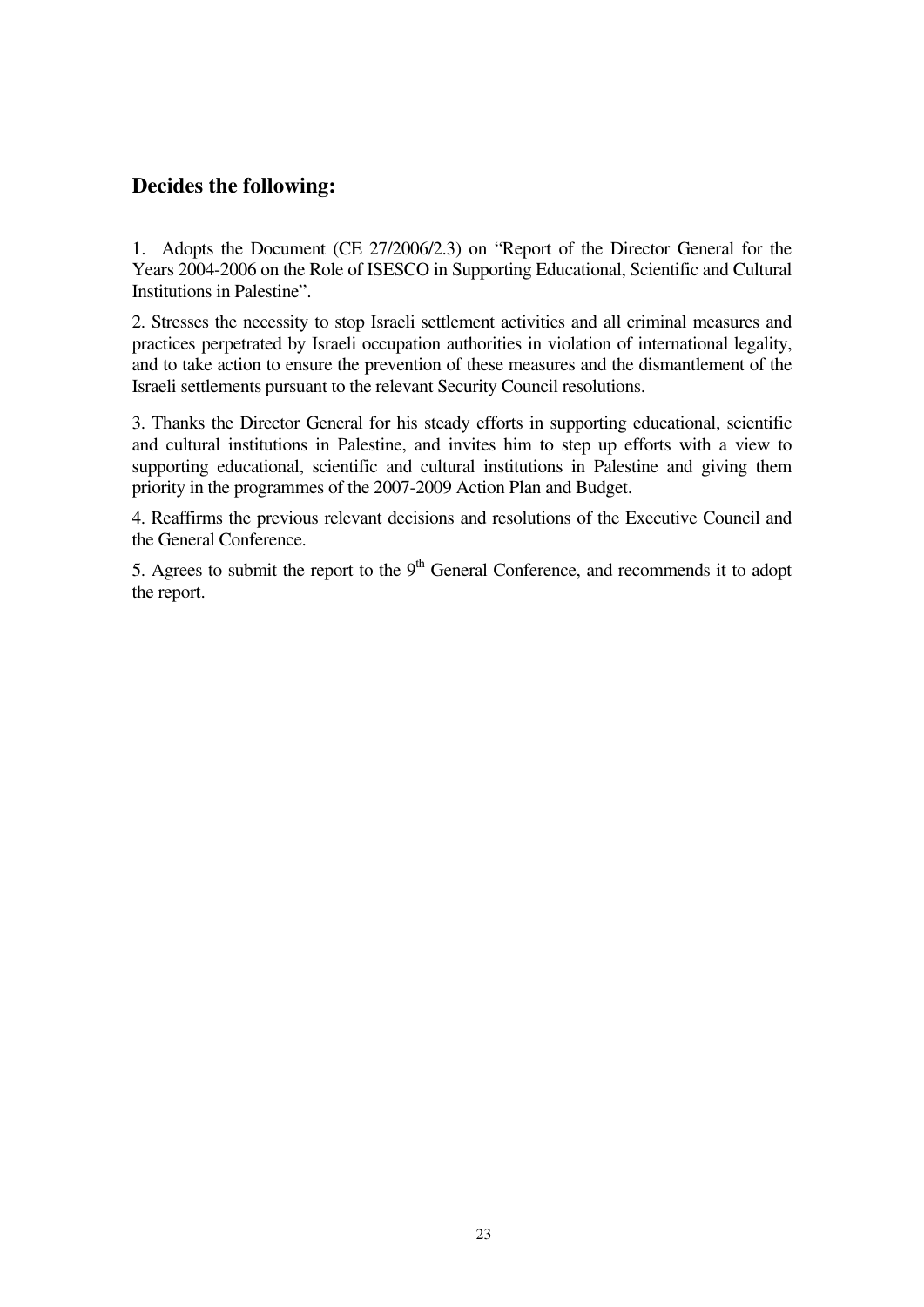## Decides the following:

1. Adopts the Document (CE 27/2006/2.3) on "Report of the Director General for the Years 2004-2006 on the Role of ISESCO in Supporting Educational, Scientific and Cultural Institutions in Palestine".

2. Stresses the necessity to stop Israeli settlement activities and all criminal measures and practices perpetrated by Israeli occupation authorities in violation of international legality, and to take action to ensure the prevention of these measures and the dismantlement of the Israeli settlements pursuant to the relevant Security Council resolutions.

3. Thanks the Director General for his steady efforts in supporting educational, scientific and cultural institutions in Palestine, and invites him to step up efforts with a view to supporting educational, scientific and cultural institutions in Palestine and giving them priority in the programmes of the 2007-2009 Action Plan and Budget.

4. Reaffirms the previous relevant decisions and resolutions of the Executive Council and the General Conference.

5. Agrees to submit the report to the 9th General Conference, and recommends it to adopt the report.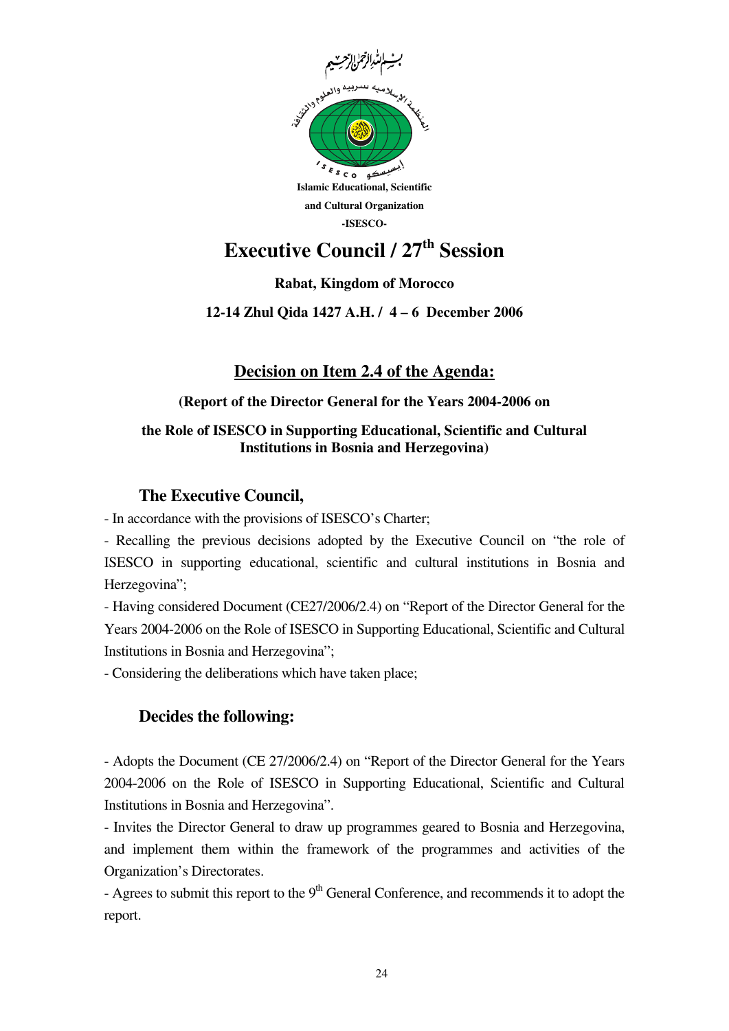بسم الله الرحمن الرحيم

المنظمة الإسلامية للتربية والعلوم والثقافة

إيسيسكو ISESCO

**Islamic Educational, Scientific and Cultural Organization**

**-ISESCO-**

# Executive Council / 27th Session

**Rabat, Kingdom of Morocco**

**12-14 Zhul Qida 1427 A.H. / 4 – 6 December 2006**

## Decision on Item 2.4 of the Agenda:

**(Report of the Director General for the Years 2004-2006 on the Role of ISESCO in Supporting Educational, Scientific and Cultural Institutions in Bosnia and Herzegovina)**

### The Executive Council,

- In accordance with the provisions of ISESCO's Charter;
- Recalling the previous decisions adopted by the Executive Council on "the role of ISESCO in supporting educational, scientific and cultural institutions in Bosnia and Herzegovina";
- Having considered Document (CE27/2006/2.4) on "Report of the Director General for the Years 2004-2006 on the Role of ISESCO in Supporting Educational, Scientific and Cultural Institutions in Bosnia and Herzegovina";
- Considering the deliberations which have taken place;

### Decides the following:

- Adopts the Document (CE 27/2006/2.4) on "Report of the Director General for the Years 2004-2006 on the Role of ISESCO in Supporting Educational, Scientific and Cultural Institutions in Bosnia and Herzegovina".
- Invites the Director General to draw up programmes geared to Bosnia and Herzegovina, and implement them within the framework of the programmes and activities of the Organization's Directorates.
- Agrees to submit this report to the 9th General Conference, and recommends it to adopt the report.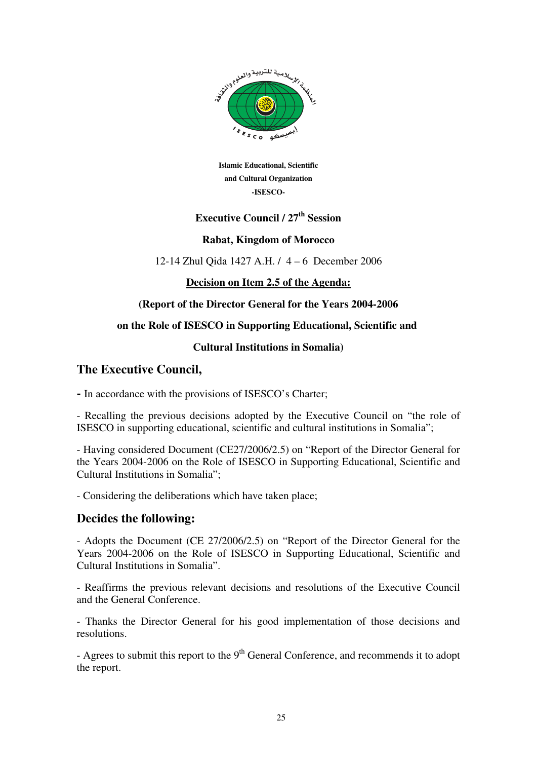**Islamic Educational, Scientific and Cultural Organization -ISESCO-**

**Executive Council / 27th Session**

**Rabat, Kingdom of Morocco**

12-14 Zhul Qida 1427 A.H. / 4 – 6 December 2006

**Decision on Item 2.5 of the Agenda:**

**(Report of the Director General for the Years 2004-2006 on the Role of ISESCO in Supporting Educational, Scientific and Cultural Institutions in Somalia)**

## The Executive Council,

**-** In accordance with the provisions of ISESCO's Charter;

- Recalling the previous decisions adopted by the Executive Council on "the role of ISESCO in supporting educational, scientific and cultural institutions in Somalia";

- Having considered Document (CE27/2006/2.5) on "Report of the Director General for the Years 2004-2006 on the Role of ISESCO in Supporting Educational, Scientific and Cultural Institutions in Somalia";

- Considering the deliberations which have taken place;

## Decides the following:

- Adopts the Document (CE 27/2006/2.5) on "Report of the Director General for the Years 2004-2006 on the Role of ISESCO in Supporting Educational, Scientific and Cultural Institutions in Somalia".

- Reaffirms the previous relevant decisions and resolutions of the Executive Council and the General Conference.

- Thanks the Director General for his good implementation of those decisions and resolutions.

- Agrees to submit this report to the 9th General Conference, and recommends it to adopt the report.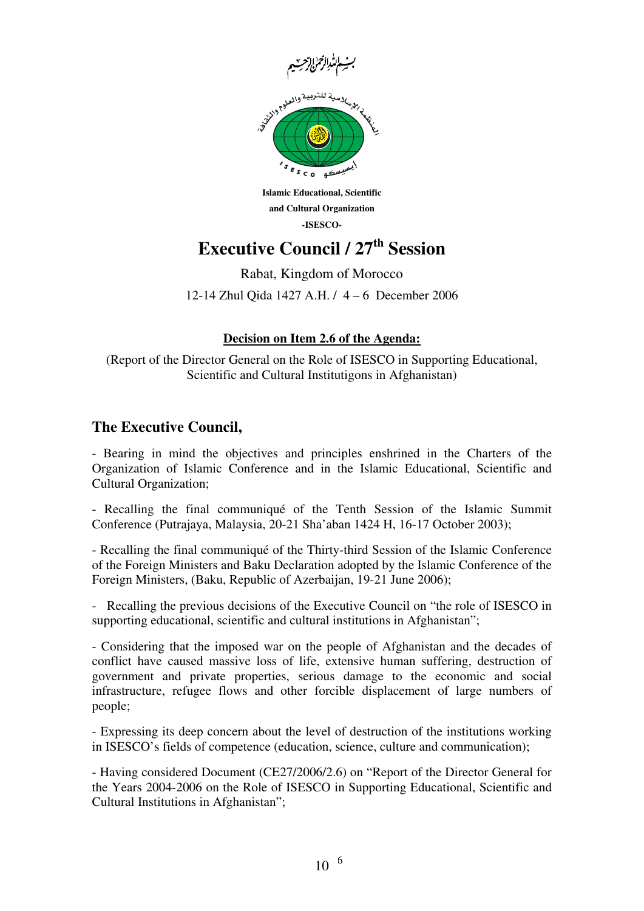بسم الله الرحمن الرحيم

المنظمة الإسلامية للتربية والعلوم والثقافة

ISESCO إيسيسكو

**Islamic Educational, Scientific and Cultural Organization**

**-ISESCO-**

# Executive Council / 27th Session

Rabat, Kingdom of Morocco

12-14 Zhul Qida 1427 A.H. / 4 – 6 December 2006

**Decision on Item 2.6 of the Agenda:**

(Report of the Director General on the Role of ISESCO in Supporting Educational, Scientific and Cultural Institutigons in Afghanistan)

## The Executive Council,

- Bearing in mind the objectives and principles enshrined in the Charters of the Organization of Islamic Conference and in the Islamic Educational, Scientific and Cultural Organization;

- Recalling the final communiqué of the Tenth Session of the Islamic Summit Conference (Putrajaya, Malaysia, 20-21 Sha'aban 1424 H, 16-17 October 2003);

- Recalling the final communiqué of the Thirty-third Session of the Islamic Conference of the Foreign Ministers and Baku Declaration adopted by the Islamic Conference of the Foreign Ministers, (Baku, Republic of Azerbaijan, 19-21 June 2006);

- Recalling the previous decisions of the Executive Council on "the role of ISESCO in supporting educational, scientific and cultural institutions in Afghanistan";

- Considering that the imposed war on the people of Afghanistan and the decades of conflict have caused massive loss of life, extensive human suffering, destruction of government and private properties, serious damage to the economic and social infrastructure, refugee flows and other forcible displacement of large numbers of people;

- Expressing its deep concern about the level of destruction of the institutions working in ISESCO's fields of competence (education, science, culture and communication);

- Having considered Document (CE27/2006/2.6) on "Report of the Director General for the Years 2004-2006 on the Role of ISESCO in Supporting Educational, Scientific and Cultural Institutions in Afghanistan";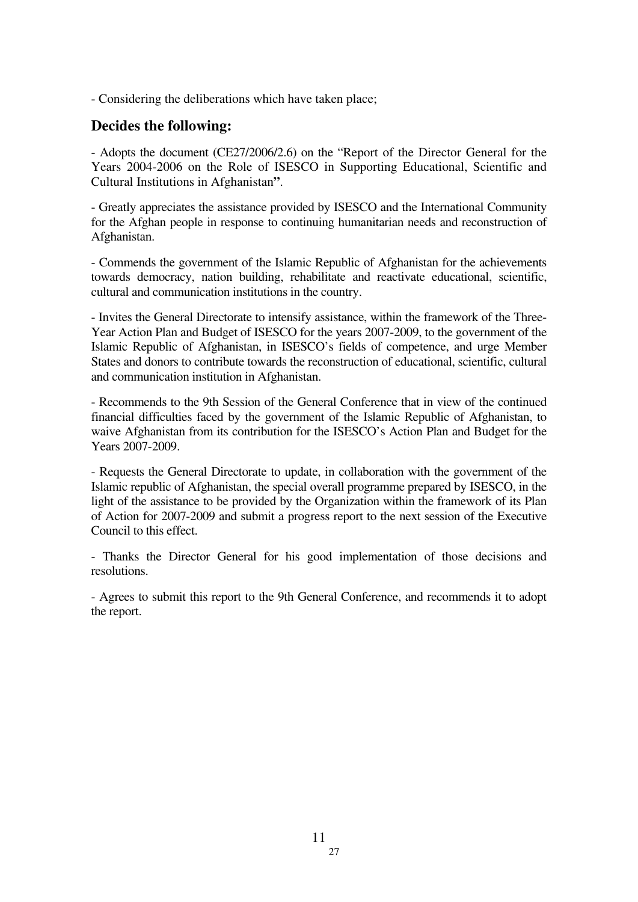- Considering the deliberations which have taken place;

## Decides the following:

- Adopts the document (CE27/2006/2.6) on the "Report of the Director General for the Years 2004-2006 on the Role of ISESCO in Supporting Educational, Scientific and Cultural Institutions in Afghanistan**"**.

- Greatly appreciates the assistance provided by ISESCO and the International Community for the Afghan people in response to continuing humanitarian needs and reconstruction of Afghanistan.

- Commends the government of the Islamic Republic of Afghanistan for the achievements towards democracy, nation building, rehabilitate and reactivate educational, scientific, cultural and communication institutions in the country.

- Invites the General Directorate to intensify assistance, within the framework of the Three-Year Action Plan and Budget of ISESCO for the years 2007-2009, to the government of the Islamic Republic of Afghanistan, in ISESCO's fields of competence, and urge Member States and donors to contribute towards the reconstruction of educational, scientific, cultural and communication institution in Afghanistan.

- Recommends to the 9th Session of the General Conference that in view of the continued financial difficulties faced by the government of the Islamic Republic of Afghanistan, to waive Afghanistan from its contribution for the ISESCO's Action Plan and Budget for the Years 2007-2009.

- Requests the General Directorate to update, in collaboration with the government of the Islamic republic of Afghanistan, the special overall programme prepared by ISESCO, in the light of the assistance to be provided by the Organization within the framework of its Plan of Action for 2007-2009 and submit a progress report to the next session of the Executive Council to this effect.

- Thanks the Director General for his good implementation of those decisions and resolutions.

- Agrees to submit this report to the 9th General Conference, and recommends it to adopt the report.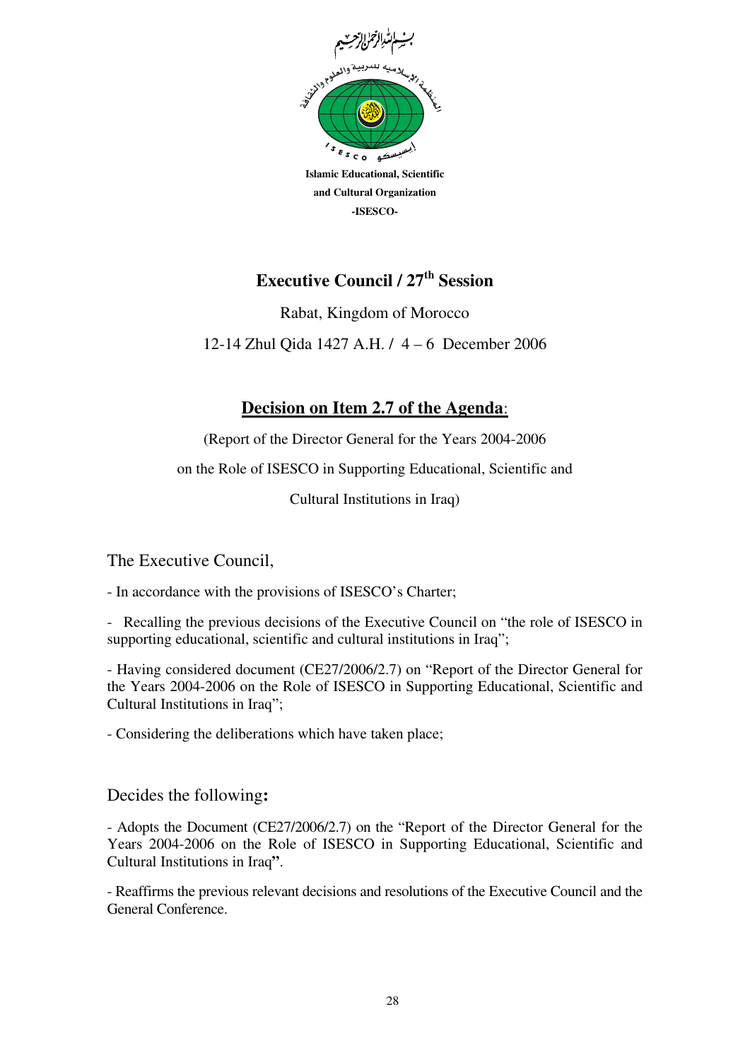بسم الله الرحمن الرحيم

المنظمة الإسلامية للتربية والعلوم والثقافة

ISESCO إيسيسكو

**Islamic Educational, Scientific and Cultural Organization**

**-ISESCO-**

# Executive Council / 27th Session

Rabat, Kingdom of Morocco

12-14 Zhul Qida 1427 A.H. / 4 – 6 December 2006

## Decision on Item 2.7 of the Agenda:

(Report of the Director General for the Years 2004-2006 on the Role of ISESCO in Supporting Educational, Scientific and Cultural Institutions in Iraq)

The Executive Council,

- In accordance with the provisions of ISESCO's Charter;

- Recalling the previous decisions of the Executive Council on "the role of ISESCO in supporting educational, scientific and cultural institutions in Iraq";

- Having considered document (CE27/2006/2.7) on "Report of the Director General for the Years 2004-2006 on the Role of ISESCO in Supporting Educational, Scientific and Cultural Institutions in Iraq";

- Considering the deliberations which have taken place;

Decides the following**:**

- Adopts the Document (CE27/2006/2.7) on the "Report of the Director General for the Years 2004-2006 on the Role of ISESCO in Supporting Educational, Scientific and Cultural Institutions in Iraq**"**.

- Reaffirms the previous relevant decisions and resolutions of the Executive Council and the General Conference.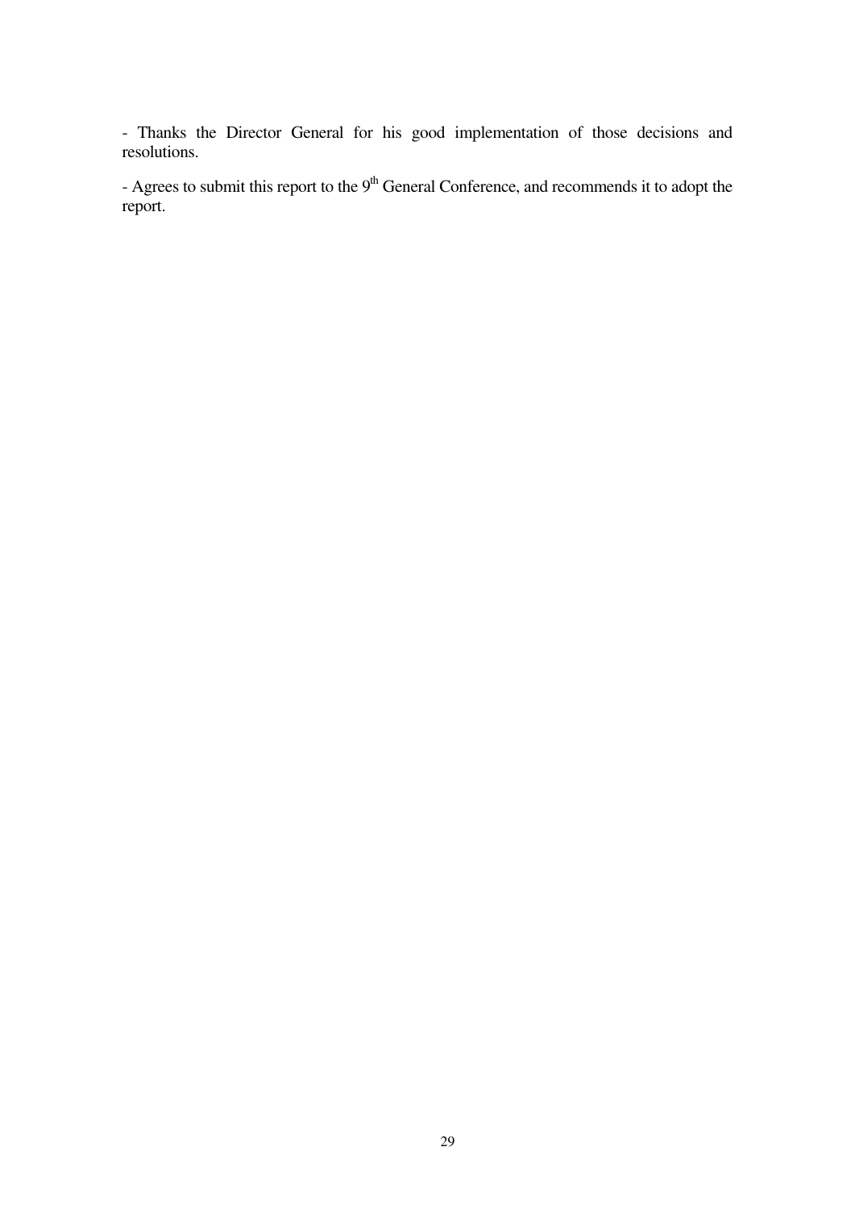- Thanks the Director General for his good implementation of those decisions and resolutions.

- Agrees to submit this report to the 9th General Conference, and recommends it to adopt the report.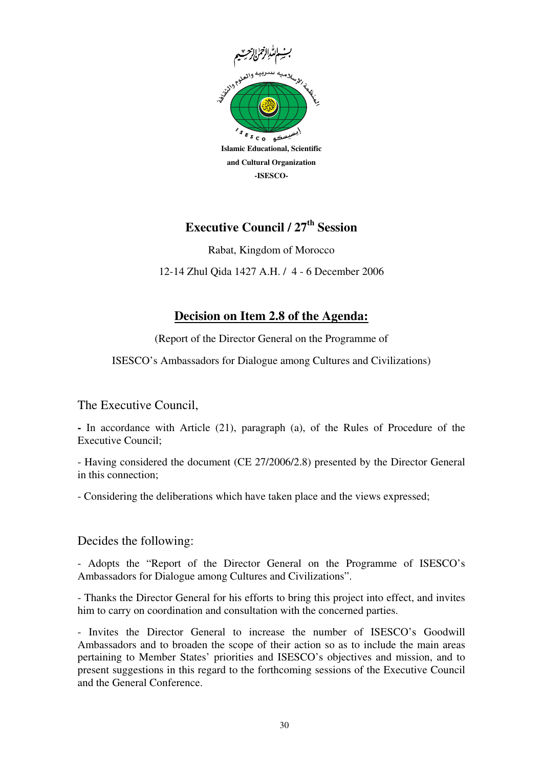بسم الله الرحمن الرحيم

المنظمة الإسلامية للتربية والعلوم والثقافة

إيسيسكو ISESCO

**Islamic Educational, Scientific and Cultural Organization**

**-ISESCO-**

# Executive Council / 27th Session

Rabat, Kingdom of Morocco

12-14 Zhul Qida 1427 A.H. / 4 - 6 December 2006

## Decision on Item 2.8 of the Agenda:

(Report of the Director General on the Programme of

ISESCO's Ambassadors for Dialogue among Cultures and Civilizations)

The Executive Council,

- In accordance with Article (21), paragraph (a), of the Rules of Procedure of the Executive Council;

- Having considered the document (CE 27/2006/2.8) presented by the Director General in this connection;

- Considering the deliberations which have taken place and the views expressed;

Decides the following:

- Adopts the "Report of the Director General on the Programme of ISESCO's Ambassadors for Dialogue among Cultures and Civilizations".

- Thanks the Director General for his efforts to bring this project into effect, and invites him to carry on coordination and consultation with the concerned parties.

- Invites the Director General to increase the number of ISESCO's Goodwill Ambassadors and to broaden the scope of their action so as to include the main areas pertaining to Member States' priorities and ISESCO's objectives and mission, and to present suggestions in this regard to the forthcoming sessions of the Executive Council and the General Conference.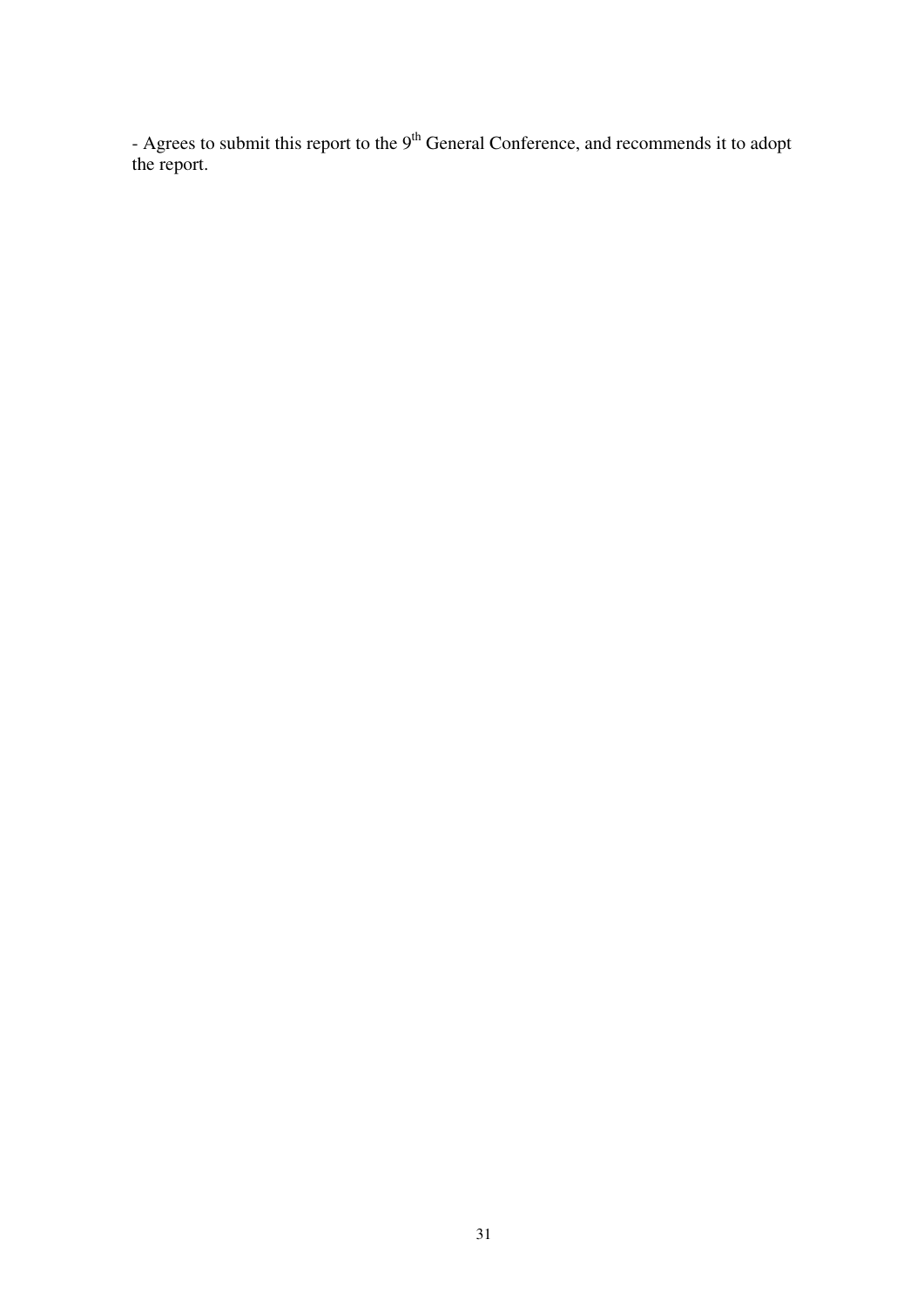- Agrees to submit this report to the 9th General Conference, and recommends it to adopt the report.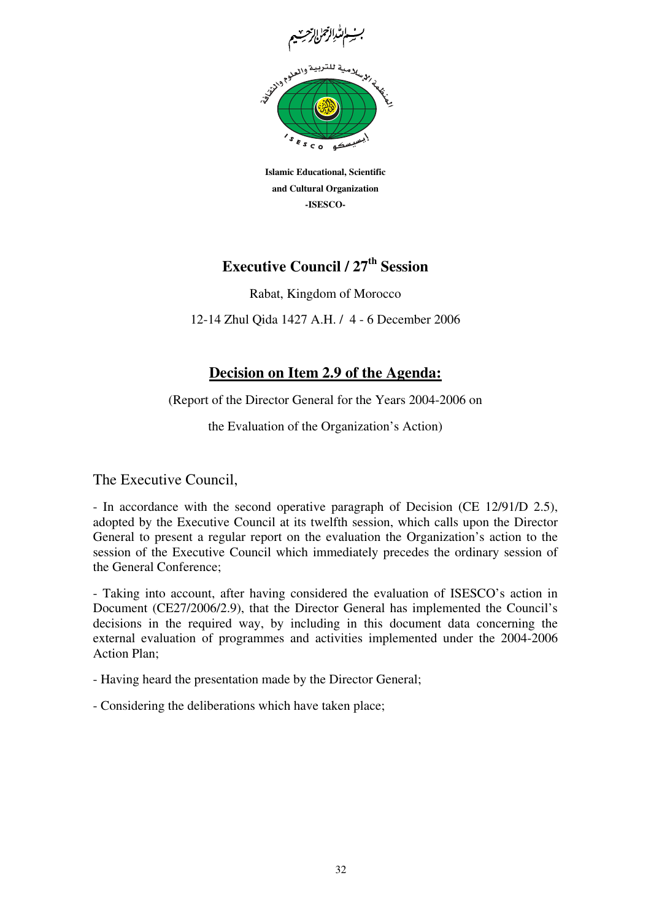بسم الله الرحمن الرحيم

المنظمة الإسلامية للتربية والعلوم والثقافة

إيسيسكو ISESCO

**Islamic Educational, Scientific and Cultural Organization -ISESCO-**

## Executive Council / 27th Session

Rabat, Kingdom of Morocco

12-14 Zhul Qida 1427 A.H. / 4 - 6 December 2006

## Decision on Item 2.9 of the Agenda:

(Report of the Director General for the Years 2004-2006 on the Evaluation of the Organization's Action)

The Executive Council,

- In accordance with the second operative paragraph of Decision (CE 12/91/D 2.5), adopted by the Executive Council at its twelfth session, which calls upon the Director General to present a regular report on the evaluation the Organization's action to the session of the Executive Council which immediately precedes the ordinary session of the General Conference;

- Taking into account, after having considered the evaluation of ISESCO's action in Document (CE27/2006/2.9), that the Director General has implemented the Council's decisions in the required way, by including in this document data concerning the external evaluation of programmes and activities implemented under the 2004-2006 Action Plan;

- Having heard the presentation made by the Director General;

- Considering the deliberations which have taken place;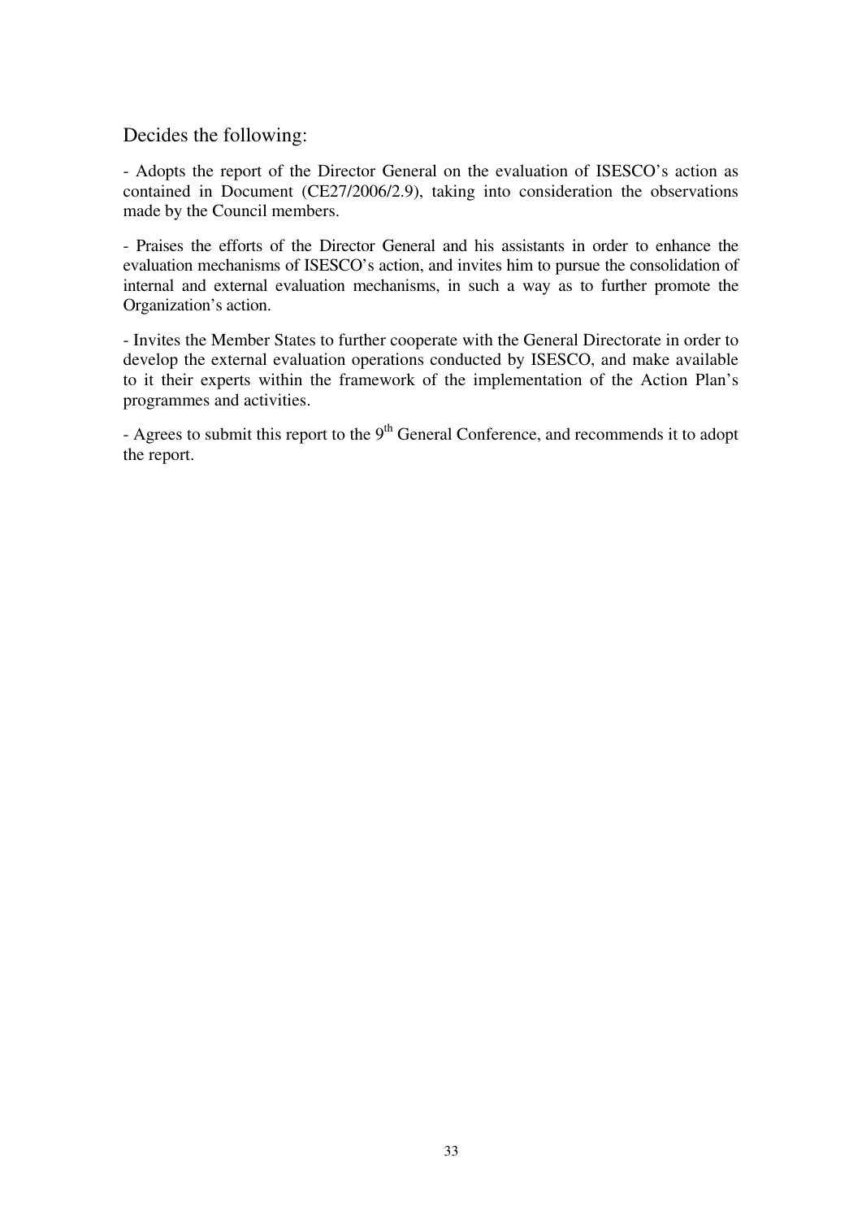Decides the following:

- Adopts the report of the Director General on the evaluation of ISESCO's action as contained in Document (CE27/2006/2.9), taking into consideration the observations made by the Council members.

- Praises the efforts of the Director General and his assistants in order to enhance the evaluation mechanisms of ISESCO's action, and invites him to pursue the consolidation of internal and external evaluation mechanisms, in such a way as to further promote the Organization's action.

- Invites the Member States to further cooperate with the General Directorate in order to develop the external evaluation operations conducted by ISESCO, and make available to it their experts within the framework of the implementation of the Action Plan's programmes and activities.

- Agrees to submit this report to the 9th General Conference, and recommends it to adopt the report.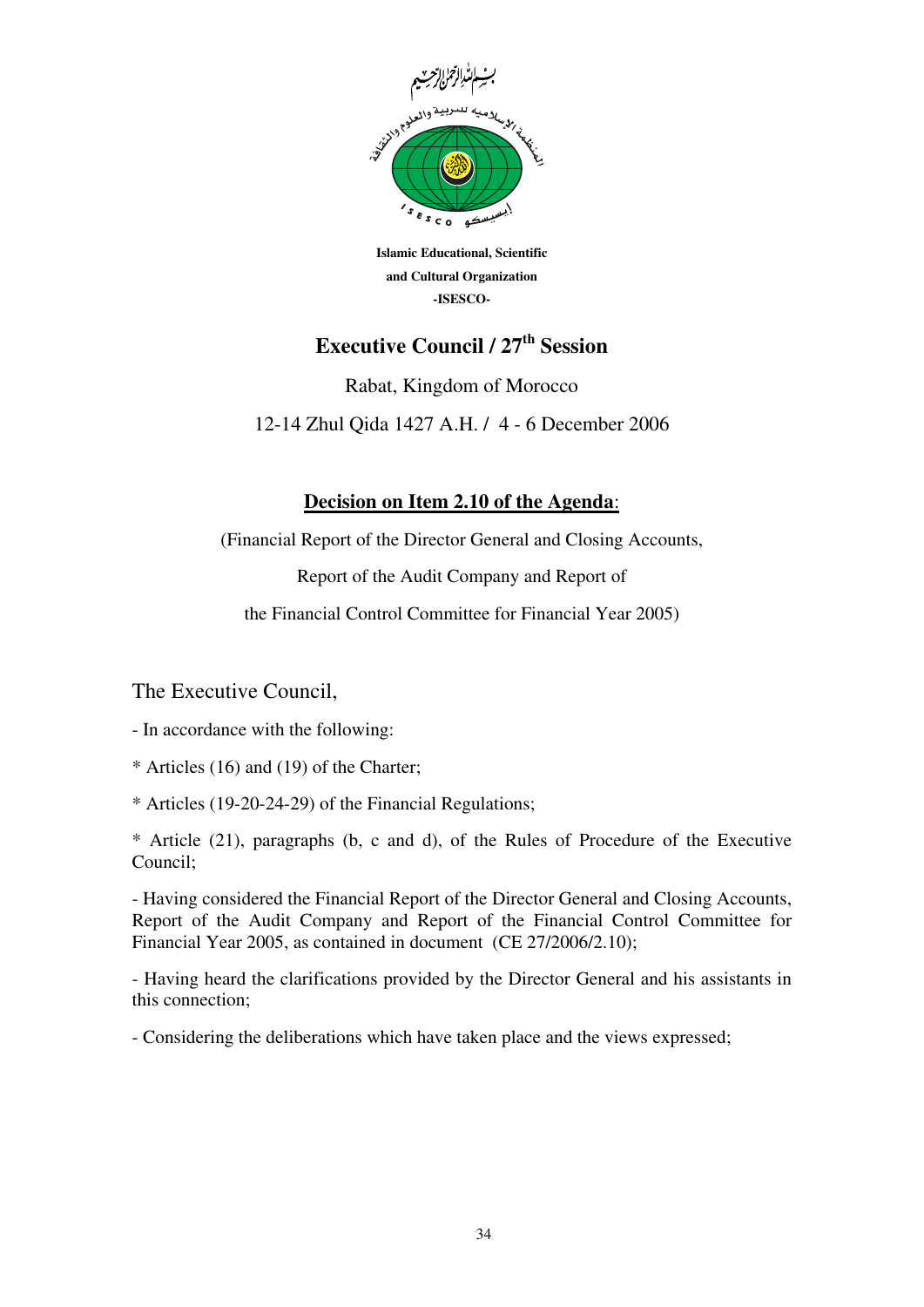Islamic Educational, Scientific and Cultural Organization

-ISESCO-

# Executive Council / 27th Session

Rabat, Kingdom of Morocco

12-14 Zhul Qida 1427 A.H. / 4 - 6 December 2006

## Decision on Item 2.10 of the Agenda:

(Financial Report of the Director General and Closing Accounts,

Report of the Audit Company and Report of

the Financial Control Committee for Financial Year 2005)

The Executive Council,

- In accordance with the following:

* Articles (16) and (19) of the Charter;

* Articles (19-20-24-29) of the Financial Regulations;

* Article (21), paragraphs (b, c and d), of the Rules of Procedure of the Executive Council;

- Having considered the Financial Report of the Director General and Closing Accounts, Report of the Audit Company and Report of the Financial Control Committee for Financial Year 2005, as contained in document (CE 27/2006/2.10);

- Having heard the clarifications provided by the Director General and his assistants in this connection;

- Considering the deliberations which have taken place and the views expressed;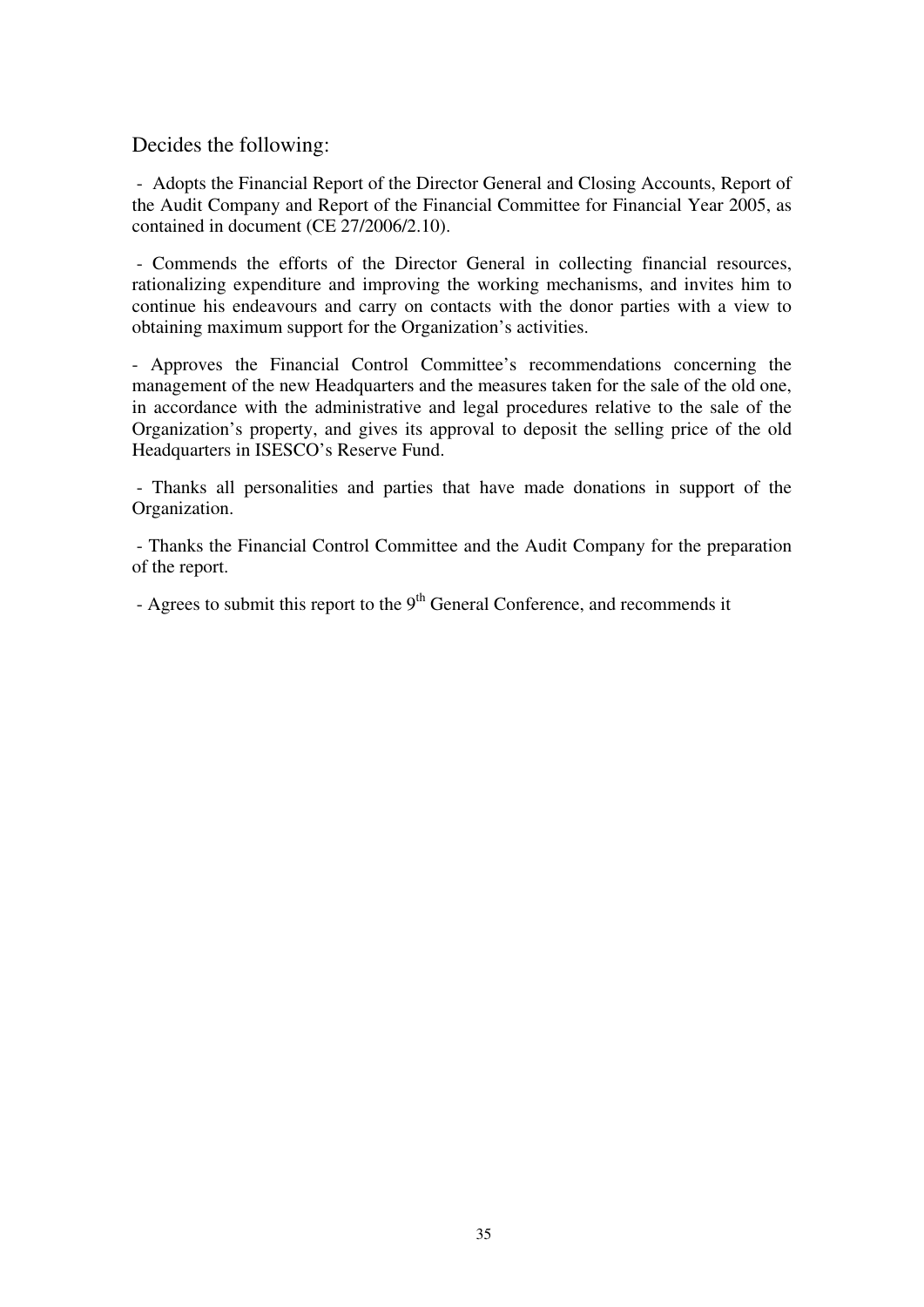Decides the following:

- Adopts the Financial Report of the Director General and Closing Accounts, Report of the Audit Company and Report of the Financial Committee for Financial Year 2005, as contained in document (CE 27/2006/2.10).

- Commends the efforts of the Director General in collecting financial resources, rationalizing expenditure and improving the working mechanisms, and invites him to continue his endeavours and carry on contacts with the donor parties with a view to obtaining maximum support for the Organization's activities.

- Approves the Financial Control Committee's recommendations concerning the management of the new Headquarters and the measures taken for the sale of the old one, in accordance with the administrative and legal procedures relative to the sale of the Organization's property, and gives its approval to deposit the selling price of the old Headquarters in ISESCO's Reserve Fund.

- Thanks all personalities and parties that have made donations in support of the Organization.

- Thanks the Financial Control Committee and the Audit Company for the preparation of the report.

- Agrees to submit this report to the 9th General Conference, and recommends it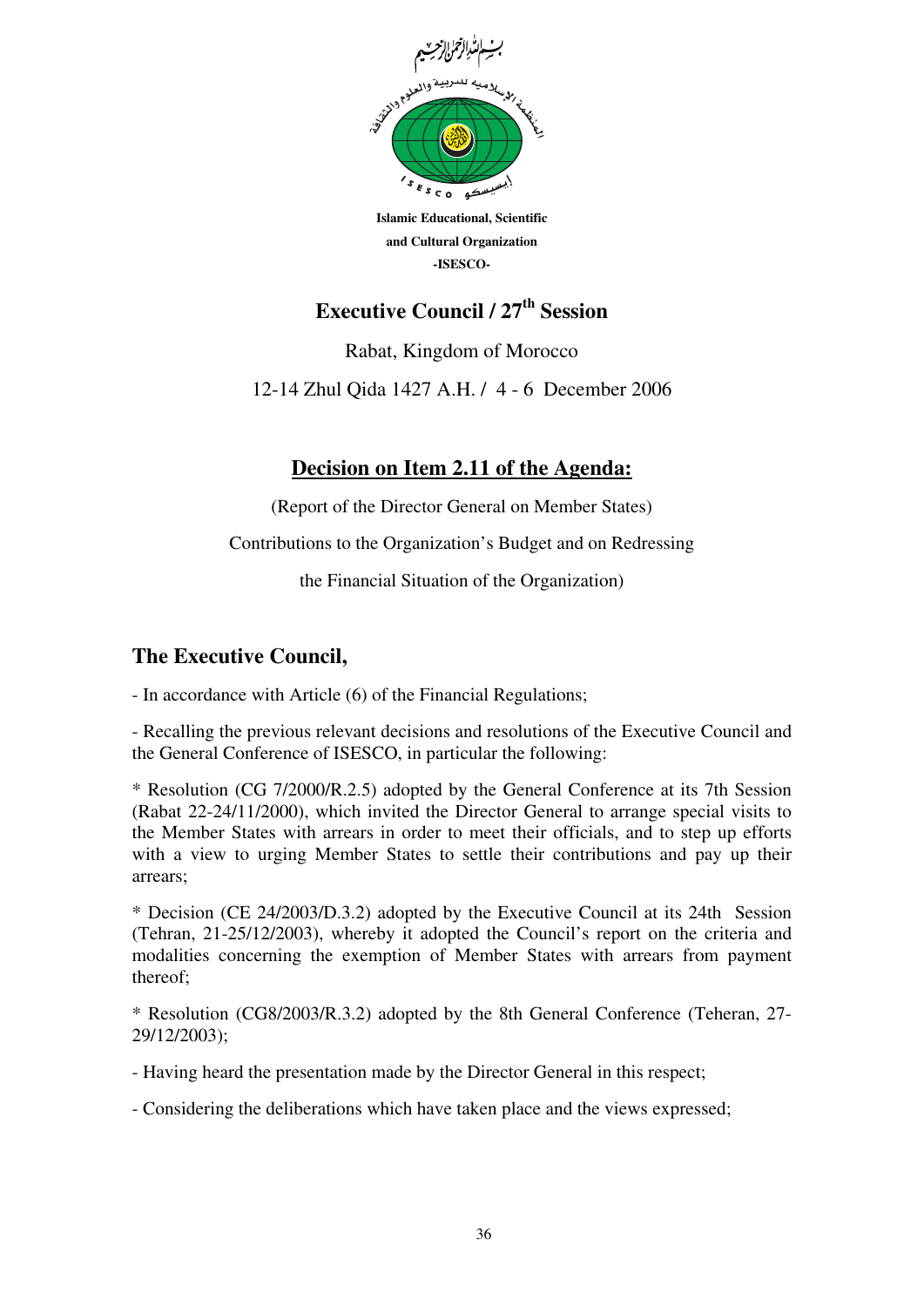بسم الله الرحمن الرحيم

المنظمة الإسلامية للتربية والعلوم والثقافة

**Islamic Educational, Scientific and Cultural Organization -ISESCO-**

## Executive Council / 27th Session

Rabat, Kingdom of Morocco

12-14 Zhul Qida 1427 A.H. / 4 - 6 December 2006

## Decision on Item 2.11 of the Agenda:

(Report of the Director General on Member States)

Contributions to the Organization's Budget and on Redressing

the Financial Situation of the Organization)

### The Executive Council,

- In accordance with Article (6) of the Financial Regulations;

- Recalling the previous relevant decisions and resolutions of the Executive Council and the General Conference of ISESCO, in particular the following:

* Resolution (CG 7/2000/R.2.5) adopted by the General Conference at its 7th Session (Rabat 22-24/11/2000), which invited the Director General to arrange special visits to the Member States with arrears in order to meet their officials, and to step up efforts with a view to urging Member States to settle their contributions and pay up their arrears;

* Decision (CE 24/2003/D.3.2) adopted by the Executive Council at its 24th Session (Tehran, 21-25/12/2003), whereby it adopted the Council's report on the criteria and modalities concerning the exemption of Member States with arrears from payment thereof;

* Resolution (CG8/2003/R.3.2) adopted by the 8th General Conference (Teheran, 27-29/12/2003);

- Having heard the presentation made by the Director General in this respect;

- Considering the deliberations which have taken place and the views expressed;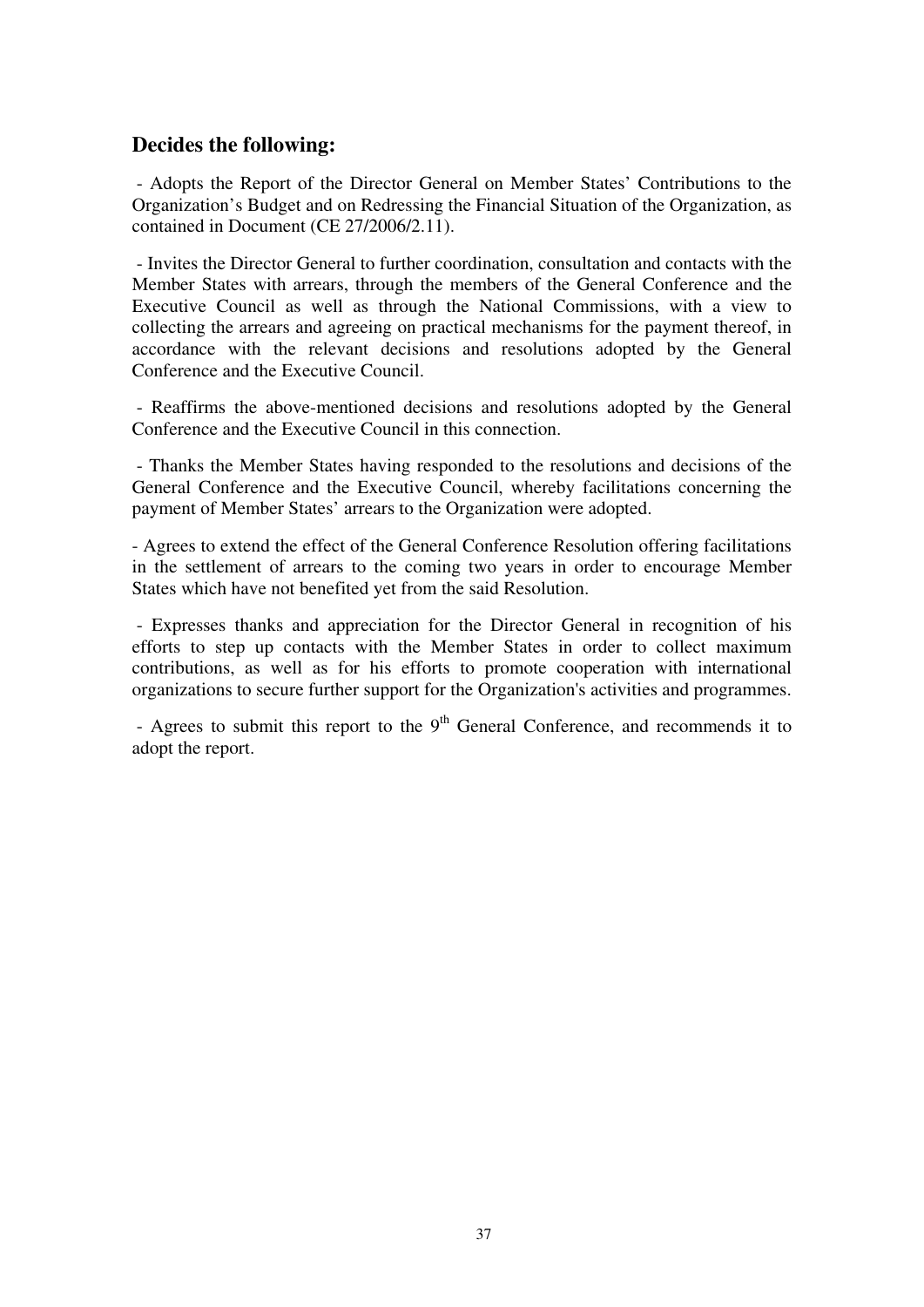## Decides the following:

- Adopts the Report of the Director General on Member States' Contributions to the Organization's Budget and on Redressing the Financial Situation of the Organization, as contained in Document (CE 27/2006/2.11).

- Invites the Director General to further coordination, consultation and contacts with the Member States with arrears, through the members of the General Conference and the Executive Council as well as through the National Commissions, with a view to collecting the arrears and agreeing on practical mechanisms for the payment thereof, in accordance with the relevant decisions and resolutions adopted by the General Conference and the Executive Council.

- Reaffirms the above-mentioned decisions and resolutions adopted by the General Conference and the Executive Council in this connection.

- Thanks the Member States having responded to the resolutions and decisions of the General Conference and the Executive Council, whereby facilitations concerning the payment of Member States' arrears to the Organization were adopted.

- Agrees to extend the effect of the General Conference Resolution offering facilitations in the settlement of arrears to the coming two years in order to encourage Member States which have not benefited yet from the said Resolution.

- Expresses thanks and appreciation for the Director General in recognition of his efforts to step up contacts with the Member States in order to collect maximum contributions, as well as for his efforts to promote cooperation with international organizations to secure further support for the Organization's activities and programmes.

- Agrees to submit this report to the 9th General Conference, and recommends it to adopt the report.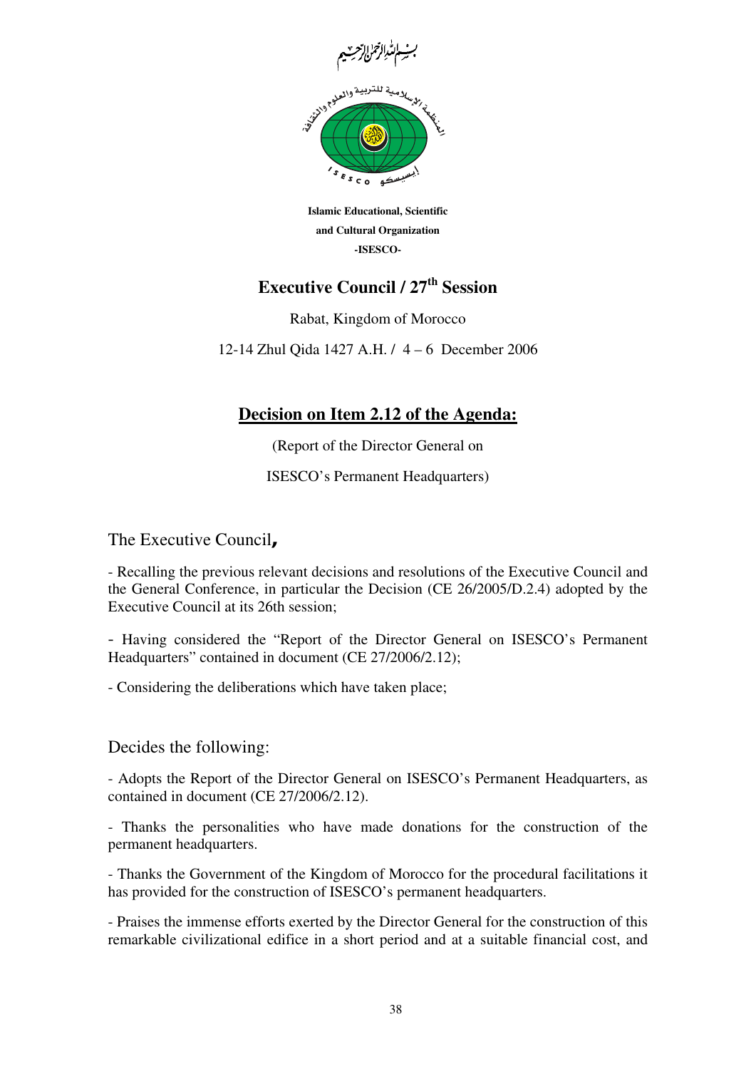بسم الله الرحمن الرحيم

**Islamic Educational, Scientific and Cultural Organization**
**-ISESCO-**

## Executive Council / 27th Session

Rabat, Kingdom of Morocco

12-14 Zhul Qida 1427 A.H. / 4 – 6 December 2006

## Decision on Item 2.12 of the Agenda:

(Report of the Director General on ISESCO's Permanent Headquarters)

The Executive Council,

- Recalling the previous relevant decisions and resolutions of the Executive Council and the General Conference, in particular the Decision (CE 26/2005/D.2.4) adopted by the Executive Council at its 26th session;

- Having considered the "Report of the Director General on ISESCO's Permanent Headquarters" contained in document (CE 27/2006/2.12);

- Considering the deliberations which have taken place;

Decides the following:

- Adopts the Report of the Director General on ISESCO's Permanent Headquarters, as contained in document (CE 27/2006/2.12).

- Thanks the personalities who have made donations for the construction of the permanent headquarters.

- Thanks the Government of the Kingdom of Morocco for the procedural facilitations it has provided for the construction of ISESCO's permanent headquarters.

- Praises the immense efforts exerted by the Director General for the construction of this remarkable civilizational edifice in a short period and at a suitable financial cost, and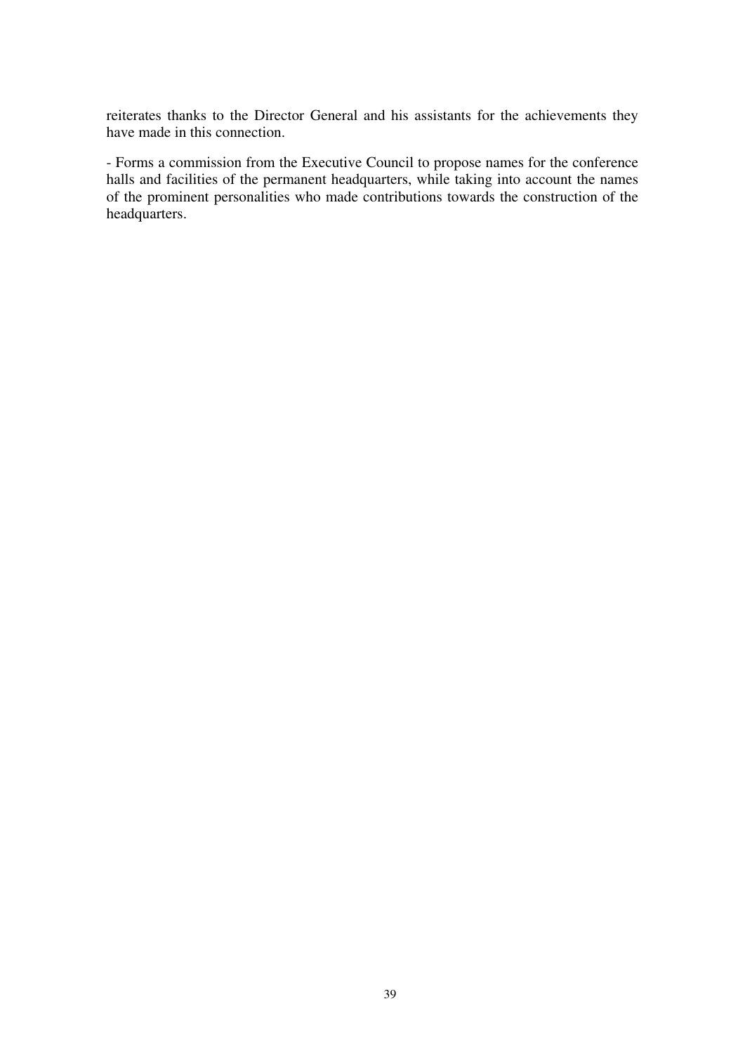reiterates thanks to the Director General and his assistants for the achievements they have made in this connection.

- Forms a commission from the Executive Council to propose names for the conference halls and facilities of the permanent headquarters, while taking into account the names of the prominent personalities who made contributions towards the construction of the headquarters.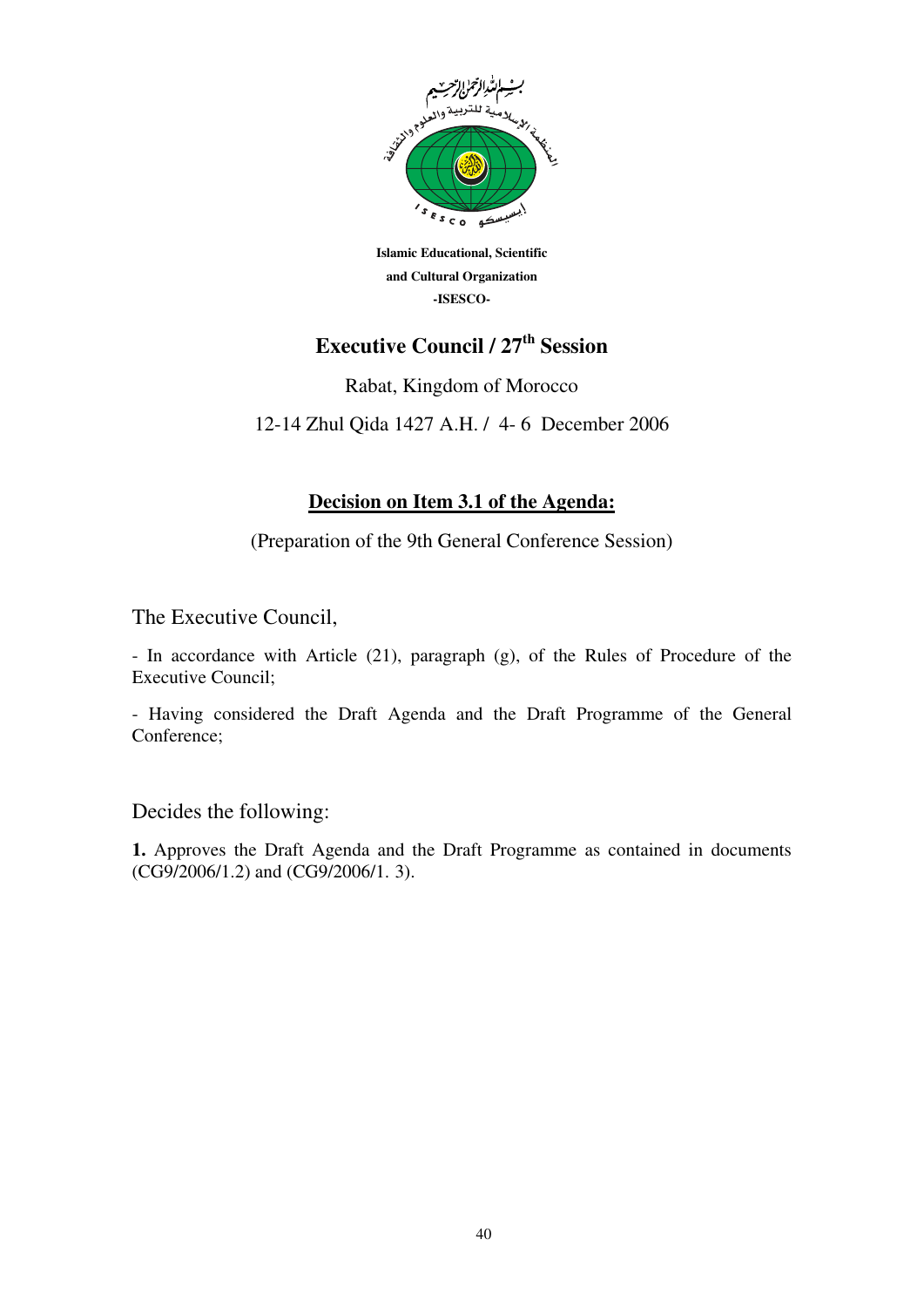Islamic Educational, Scientific and Cultural Organization -ISESCO-

# Executive Council / 27th Session

Rabat, Kingdom of Morocco

12-14 Zhul Qida 1427 A.H. / 4- 6 December 2006

## Decision on Item 3.1 of the Agenda:

(Preparation of the 9th General Conference Session)

The Executive Council,

- In accordance with Article (21), paragraph (g), of the Rules of Procedure of the Executive Council;

- Having considered the Draft Agenda and the Draft Programme of the General Conference;

Decides the following:

**1.** Approves the Draft Agenda and the Draft Programme as contained in documents (CG9/2006/1.2) and (CG9/2006/1. 3).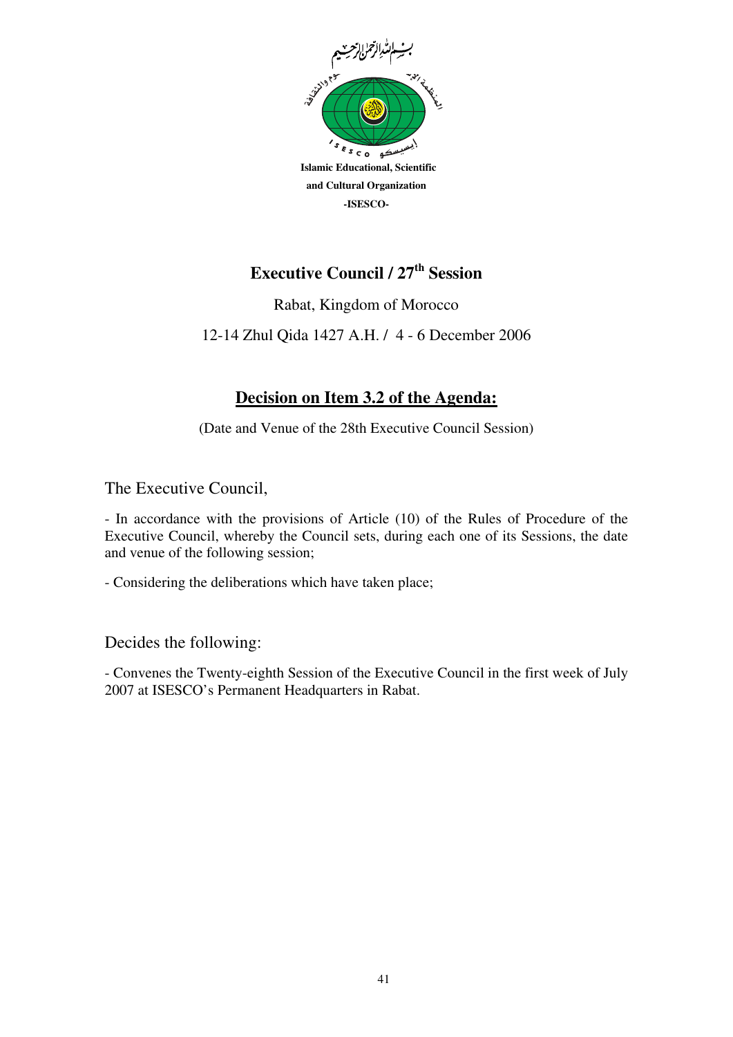بسم الله الرحمن الرحيم

**Islamic Educational, Scientific and Cultural Organization**
**-ISESCO-**

# Executive Council / 27th Session

Rabat, Kingdom of Morocco

12-14 Zhul Qida 1427 A.H. / 4 - 6 December 2006

## Decision on Item 3.2 of the Agenda:

(Date and Venue of the 28th Executive Council Session)

The Executive Council,

- In accordance with the provisions of Article (10) of the Rules of Procedure of the Executive Council, whereby the Council sets, during each one of its Sessions, the date and venue of the following session;

- Considering the deliberations which have taken place;

Decides the following:

- Convenes the Twenty-eighth Session of the Executive Council in the first week of July 2007 at ISESCO's Permanent Headquarters in Rabat.